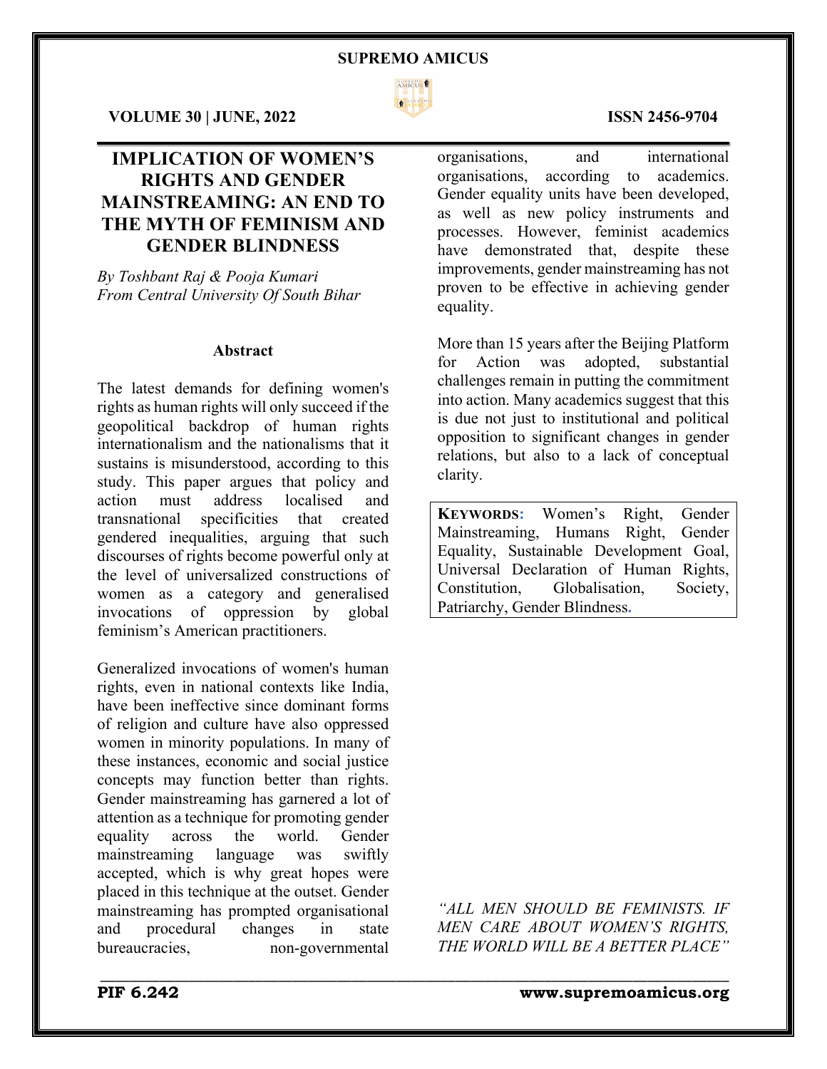# IMPLICATION OF WOMEN'S RIGHTS AND GENDER MAINSTREAMING: AN END TO THE MYTH OF FEMINISM AND GENDER BLINDNESS

*By Toshbant Raj & Pooja Kumari*
*From Central University Of South Bihar*

## Abstract

The latest demands for defining women's rights as human rights will only succeed if the geopolitical backdrop of human rights internationalism and the nationalisms that it sustains is misunderstood, according to this study. This paper argues that policy and action must address localised and transnational specificities that created gendered inequalities, arguing that such discourses of rights become powerful only at the level of universalized constructions of women as a category and generalised invocations of oppression by global feminism's American practitioners.

Generalized invocations of women's human rights, even in national contexts like India, have been ineffective since dominant forms of religion and culture have also oppressed women in minority populations. In many of these instances, economic and social justice concepts may function better than rights. Gender mainstreaming has garnered a lot of attention as a technique for promoting gender equality across the world. Gender mainstreaming language was swiftly accepted, which is why great hopes were placed in this technique at the outset. Gender mainstreaming has prompted organisational and procedural changes in state bureaucracies, non-governmental organisations, and international organisations, according to academics. Gender equality units have been developed, as well as new policy instruments and processes. However, feminist academics have demonstrated that, despite these improvements, gender mainstreaming has not proven to be effective in achieving gender equality.

More than 15 years after the Beijing Platform for Action was adopted, substantial challenges remain in putting the commitment into action. Many academics suggest that this is due not just to institutional and political opposition to significant changes in gender relations, but also to a lack of conceptual clarity.

**KEYWORDS:** Women's Right, Gender Mainstreaming, Humans Right, Gender Equality, Sustainable Development Goal, Universal Declaration of Human Rights, Constitution, Globalisation, Society, Patriarchy, Gender Blindness.

*"ALL MEN SHOULD BE FEMINISTS. IF MEN CARE ABOUT WOMEN'S RIGHTS, THE WORLD WILL BE A BETTER PLACE"*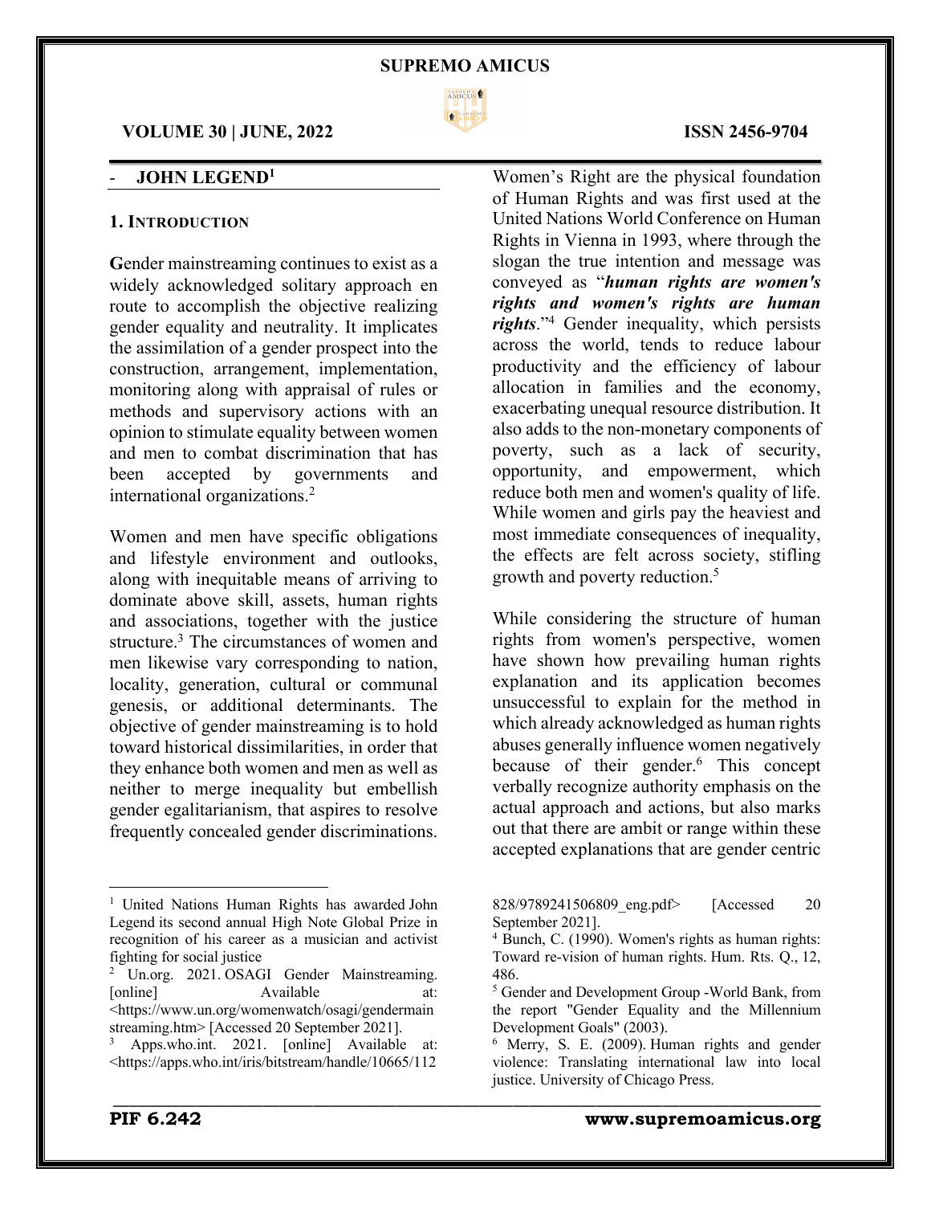- **JOHN LEGEND**[1]

## 1. INTRODUCTION

**G**ender mainstreaming continues to exist as a widely acknowledged solitary approach en route to accomplish the objective realizing gender equality and neutrality. It implicates the assimilation of a gender prospect into the construction, arrangement, implementation, monitoring along with appraisal of rules or methods and supervisory actions with an opinion to stimulate equality between women and men to combat discrimination that has been accepted by governments and international organizations.[2]

Women and men have specific obligations and lifestyle environment and outlooks, along with inequitable means of arriving to dominate above skill, assets, human rights and associations, together with the justice structure.[3] The circumstances of women and men likewise vary corresponding to nation, locality, generation, cultural or communal genesis, or additional determinants. The objective of gender mainstreaming is to hold toward historical dissimilarities, in order that they enhance both women and men as well as neither to merge inequality but embellish gender egalitarianism, that aspires to resolve frequently concealed gender discriminations. Women's Right are the physical foundation of Human Rights and was first used at the United Nations World Conference on Human Rights in Vienna in 1993, where through the slogan the true intention and message was conveyed as "***human rights are women's rights and women's rights are human rights***."[4] Gender inequality, which persists across the world, tends to reduce labour productivity and the efficiency of labour allocation in families and the economy, exacerbating unequal resource distribution. It also adds to the non-monetary components of poverty, such as a lack of security, opportunity, and empowerment, which reduce both men and women's quality of life. While women and girls pay the heaviest and most immediate consequences of inequality, the effects are felt across society, stifling growth and poverty reduction.[5]

While considering the structure of human rights from women's perspective, women have shown how prevailing human rights explanation and its application becomes unsuccessful to explain for the method in which already acknowledged as human rights abuses generally influence women negatively because of their gender.[6] This concept verbally recognize authority emphasis on the actual approach and actions, but also marks out that there are ambit or range within these accepted explanations that are gender centric

---

[1] United Nations Human Rights has awarded John Legend its second annual High Note Global Prize in recognition of his career as a musician and activist fighting for social justice

[2] Un.org. 2021. OSAGI Gender Mainstreaming. [online] Available at: <https://www.un.org/womenwatch/osagi/gendermainstreaming.htm> [Accessed 20 September 2021].

[3] Apps.who.int. 2021. [online] Available at: <https://apps.who.int/iris/bitstream/handle/10665/112828/9789241506809_eng.pdf> [Accessed 20 September 2021].

[4] Bunch, C. (1990). Women's rights as human rights: Toward re-vision of human rights. Hum. Rts. Q., 12, 486.

[5] Gender and Development Group -World Bank, from the report "Gender Equality and the Millennium Development Goals" (2003).

[6] Merry, S. E. (2009). Human rights and gender violence: Translating international law into local justice. University of Chicago Press.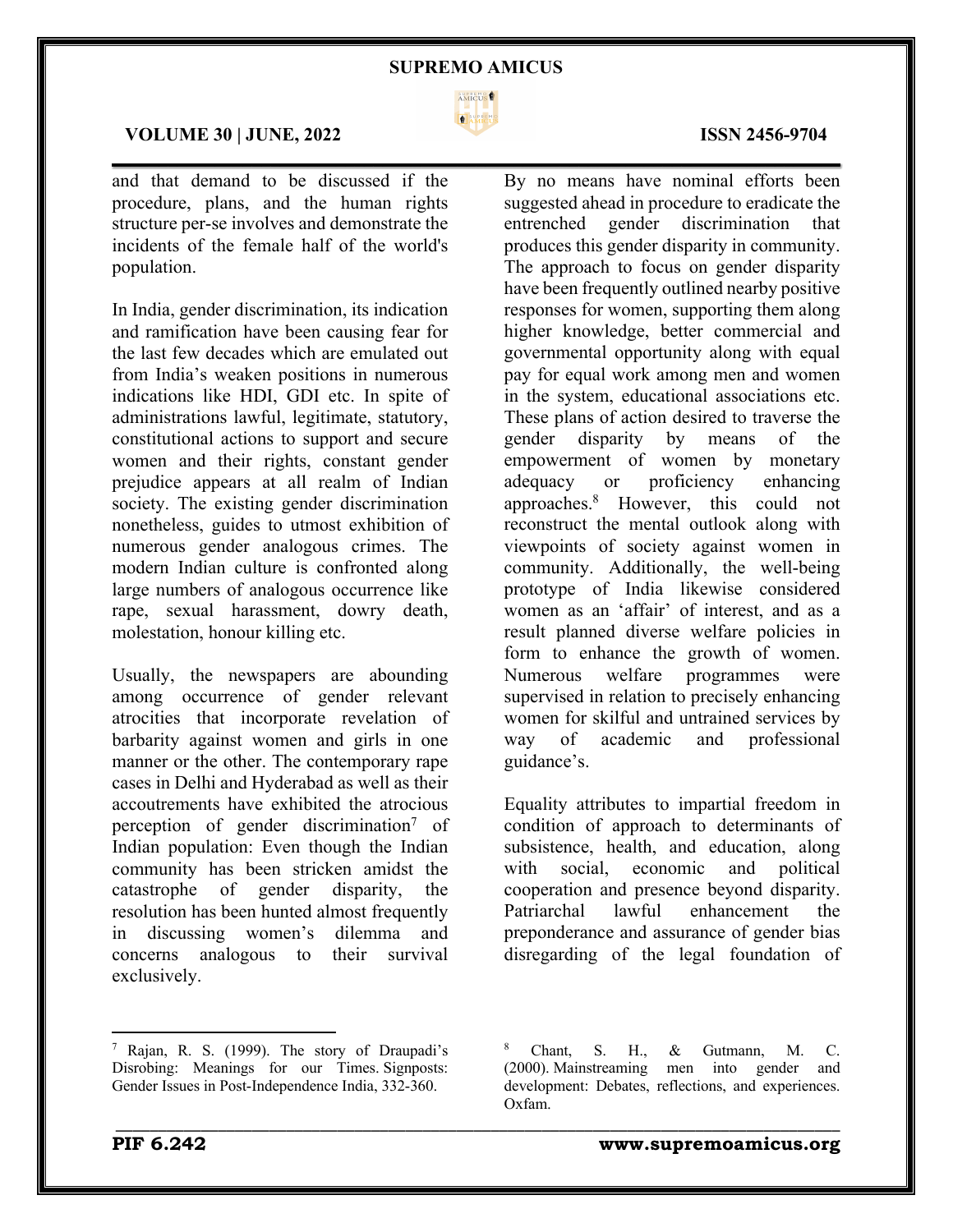and that demand to be discussed if the procedure, plans, and the human rights structure per-se involves and demonstrate the incidents of the female half of the world's population.

In India, gender discrimination, its indication and ramification have been causing fear for the last few decades which are emulated out from India's weaken positions in numerous indications like HDI, GDI etc. In spite of administrations lawful, legitimate, statutory, constitutional actions to support and secure women and their rights, constant gender prejudice appears at all realm of Indian society. The existing gender discrimination nonetheless, guides to utmost exhibition of numerous gender analogous crimes. The modern Indian culture is confronted along large numbers of analogous occurrence like rape, sexual harassment, dowry death, molestation, honour killing etc.

Usually, the newspapers are abounding among occurrence of gender relevant atrocities that incorporate revelation of barbarity against women and girls in one manner or the other. The contemporary rape cases in Delhi and Hyderabad as well as their accoutrements have exhibited the atrocious perception of gender discrimination[7] of Indian population: Even though the Indian community has been stricken amidst the catastrophe of gender disparity, the resolution has been hunted almost frequently in discussing women's dilemma and concerns analogous to their survival exclusively.

By no means have nominal efforts been suggested ahead in procedure to eradicate the entrenched gender discrimination that produces this gender disparity in community. The approach to focus on gender disparity have been frequently outlined nearby positive responses for women, supporting them along higher knowledge, better commercial and governmental opportunity along with equal pay for equal work among men and women in the system, educational associations etc. These plans of action desired to traverse the gender disparity by means of the empowerment of women by monetary adequacy or proficiency enhancing approaches.[8] However, this could not reconstruct the mental outlook along with viewpoints of society against women in community. Additionally, the well-being prototype of India likewise considered women as an 'affair' of interest, and as a result planned diverse welfare policies in form to enhance the growth of women. Numerous welfare programmes were supervised in relation to precisely enhancing women for skilful and untrained services by way of academic and professional guidance's.

Equality attributes to impartial freedom in condition of approach to determinants of subsistence, health, and education, along with social, economic and political cooperation and presence beyond disparity. Patriarchal lawful enhancement the preponderance and assurance of gender bias disregarding of the legal foundation of

---

[7] Rajan, R. S. (1999). The story of Draupadi's Disrobing: Meanings for our Times. Signposts: Gender Issues in Post-Independence India, 332-360.

[8] Chant, S. H., & Gutmann, M. C. (2000). Mainstreaming men into gender and development: Debates, reflections, and experiences. Oxfam.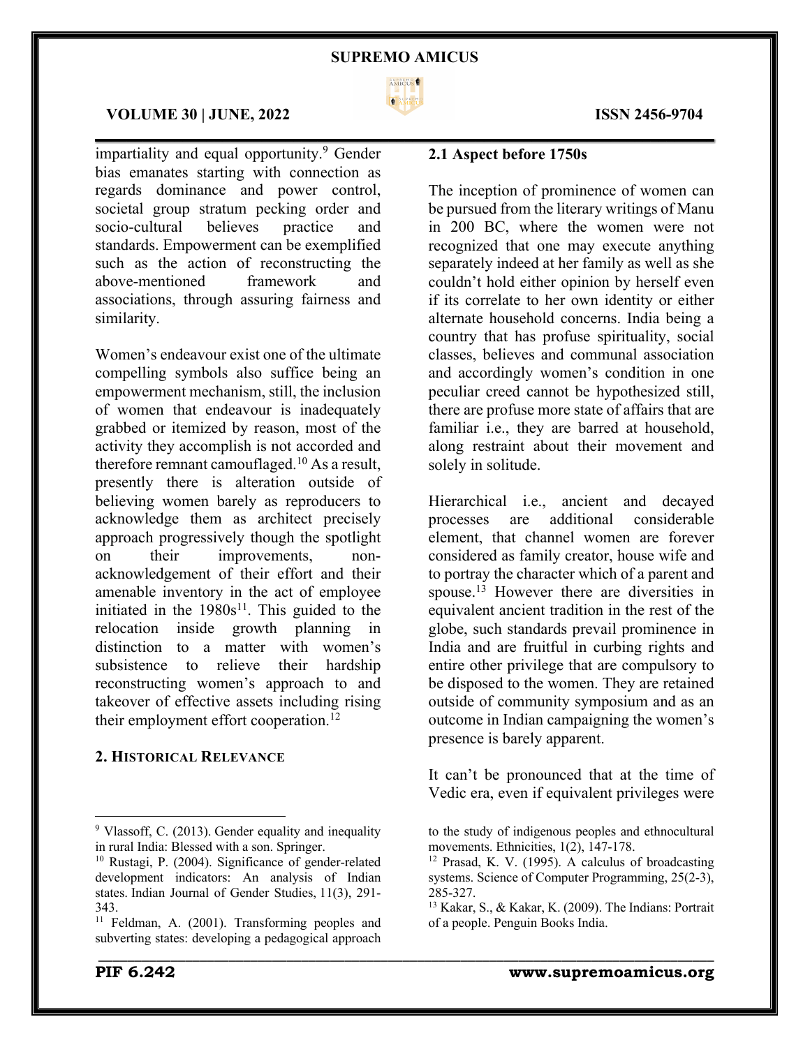impartiality and equal opportunity.[9] Gender bias emanates starting with connection as regards dominance and power control, societal group stratum pecking order and socio-cultural believes practice and standards. Empowerment can be exemplified such as the action of reconstructing the above-mentioned framework and associations, through assuring fairness and similarity.

Women's endeavour exist one of the ultimate compelling symbols also suffice being an empowerment mechanism, still, the inclusion of women that endeavour is inadequately grabbed or itemized by reason, most of the activity they accomplish is not accorded and therefore remnant camouflaged.[10] As a result, presently there is alteration outside of believing women barely as reproducers to acknowledge them as architect precisely approach progressively though the spotlight on their improvements, non-acknowledgement of their effort and their amenable inventory in the act of employee initiated in the 1980s[11]. This guided to the relocation inside growth planning in distinction to a matter with women's subsistence to relieve their hardship reconstructing women's approach to and takeover of effective assets including rising their employment effort cooperation.[12]

## 2. Historical Relevance

### 2.1 Aspect before 1750s

The inception of prominence of women can be pursued from the literary writings of Manu in 200 BC, where the women were not recognized that one may execute anything separately indeed at her family as well as she couldn't hold either opinion by herself even if its correlate to her own identity or either alternate household concerns. India being a country that has profuse spirituality, social classes, believes and communal association and accordingly women's condition in one peculiar creed cannot be hypothesized still, there are profuse more state of affairs that are familiar i.e., they are barred at household, along restraint about their movement and solely in solitude.

Hierarchical i.e., ancient and decayed processes are additional considerable element, that channel women are forever considered as family creator, house wife and to portray the character which of a parent and spouse.[13] However there are diversities in equivalent ancient tradition in the rest of the globe, such standards prevail prominence in India and are fruitful in curbing rights and entire other privilege that are compulsory to be disposed to the women. They are retained outside of community symposium and as an outcome in Indian campaigning the women's presence is barely apparent.

It can't be pronounced that at the time of Vedic era, even if equivalent privileges were

---

[9] Vlassoff, C. (2013). Gender equality and inequality in rural India: Blessed with a son. Springer.

[10] Rustagi, P. (2004). Significance of gender-related development indicators: An analysis of Indian states. Indian Journal of Gender Studies, 11(3), 291-343.

[11] Feldman, A. (2001). Transforming peoples and subverting states: developing a pedagogical approach to the study of indigenous peoples and ethnocultural movements. Ethnicities, 1(2), 147-178.

[12] Prasad, K. V. (1995). A calculus of broadcasting systems. Science of Computer Programming, 25(2-3), 285-327.

[13] Kakar, S., & Kakar, K. (2009). The Indians: Portrait of a people. Penguin Books India.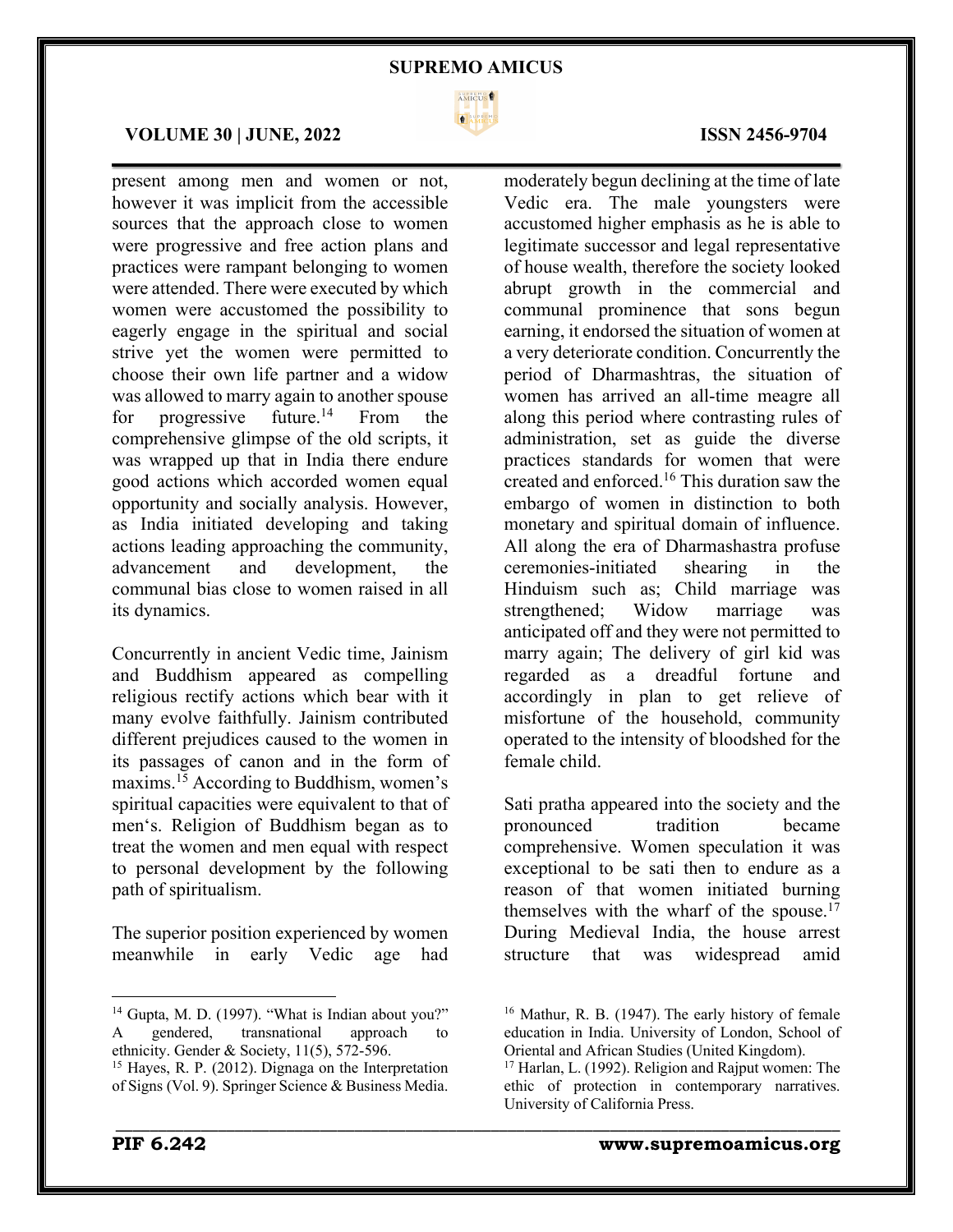present among men and women or not, however it was implicit from the accessible sources that the approach close to women were progressive and free action plans and practices were rampant belonging to women were attended. There were executed by which women were accustomed the possibility to eagerly engage in the spiritual and social strive yet the women were permitted to choose their own life partner and a widow was allowed to marry again to another spouse for progressive future.[14] From the comprehensive glimpse of the old scripts, it was wrapped up that in India there endure good actions which accorded women equal opportunity and socially analysis. However, as India initiated developing and taking actions leading approaching the community, advancement and development, the communal bias close to women raised in all its dynamics.

Concurrently in ancient Vedic time, Jainism and Buddhism appeared as compelling religious rectify actions which bear with it many evolve faithfully. Jainism contributed different prejudices caused to the women in its passages of canon and in the form of maxims.[15] According to Buddhism, women's spiritual capacities were equivalent to that of men's. Religion of Buddhism began as to treat the women and men equal with respect to personal development by the following path of spiritualism.

The superior position experienced by women meanwhile in early Vedic age had moderately begun declining at the time of late Vedic era. The male youngsters were accustomed higher emphasis as he is able to legitimate successor and legal representative of house wealth, therefore the society looked abrupt growth in the commercial and communal prominence that sons begun earning, it endorsed the situation of women at a very deteriorate condition. Concurrently the period of Dharmashtras, the situation of women has arrived an all-time meagre all along this period where contrasting rules of administration, set as guide the diverse practices standards for women that were created and enforced.[16] This duration saw the embargo of women in distinction to both monetary and spiritual domain of influence. All along the era of Dharmashastra profuse ceremonies-initiated shearing in the Hinduism such as; Child marriage was strengthened; Widow marriage was anticipated off and they were not permitted to marry again; The delivery of girl kid was regarded as a dreadful fortune and accordingly in plan to get relieve of misfortune of the household, community operated to the intensity of bloodshed for the female child.

Sati pratha appeared into the society and the pronounced tradition became comprehensive. Women speculation it was exceptional to be sati then to endure as a reason of that women initiated burning themselves with the wharf of the spouse.[17] During Medieval India, the house arrest structure that was widespread amid

---

[14] Gupta, M. D. (1997). "What is Indian about you?" A gendered, transnational approach to ethnicity. Gender & Society, 11(5), 572-596.

[15] Hayes, R. P. (2012). Dignaga on the Interpretation of Signs (Vol. 9). Springer Science & Business Media.

[16] Mathur, R. B. (1947). The early history of female education in India. University of London, School of Oriental and African Studies (United Kingdom).

[17] Harlan, L. (1992). Religion and Rajput women: The ethic of protection in contemporary narratives. University of California Press.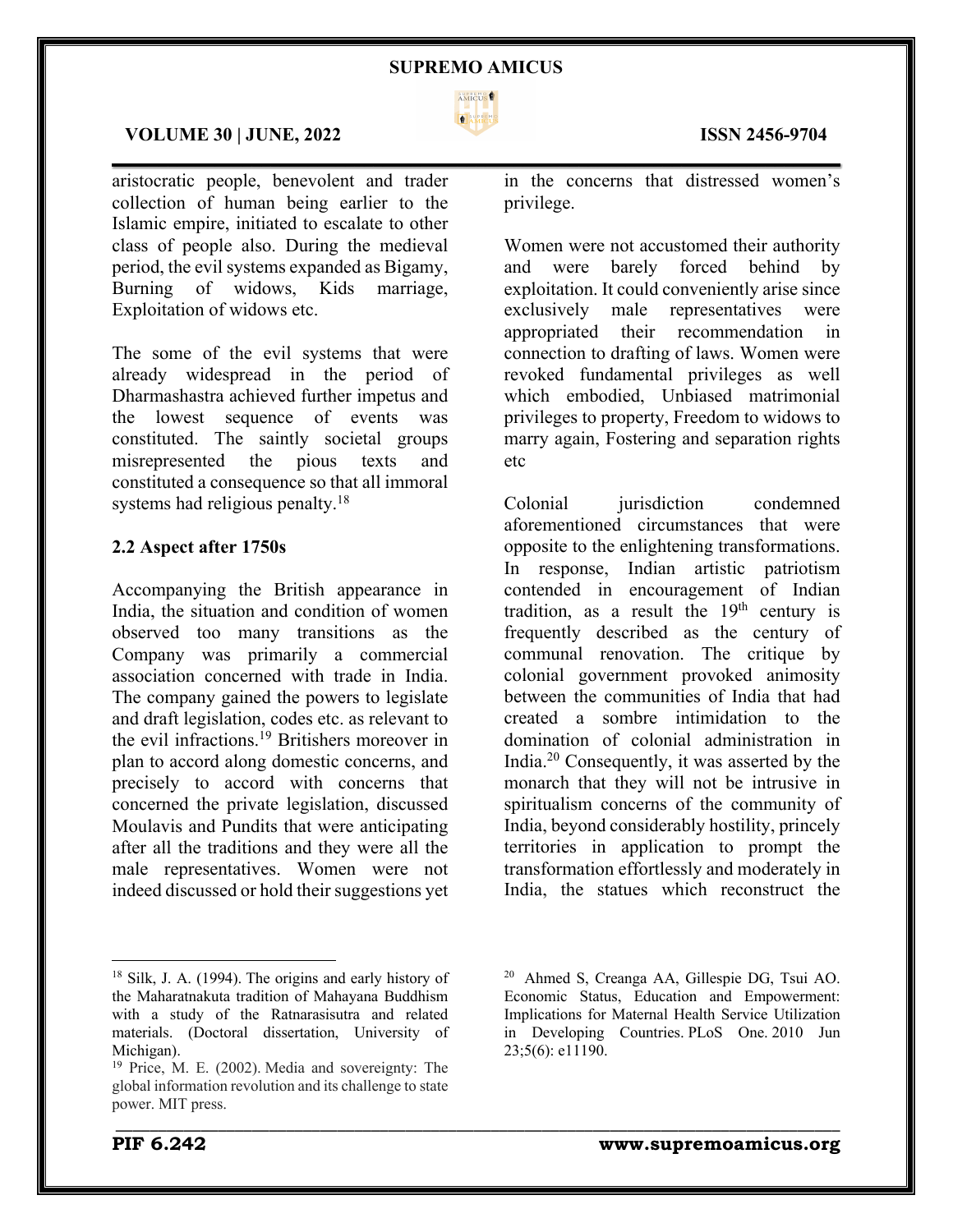aristocratic people, benevolent and trader collection of human being earlier to the Islamic empire, initiated to escalate to other class of people also. During the medieval period, the evil systems expanded as Bigamy, Burning of widows, Kids marriage, Exploitation of widows etc.

The some of the evil systems that were already widespread in the period of Dharmashastra achieved further impetus and the lowest sequence of events was constituted. The saintly societal groups misrepresented the pious texts and constituted a consequence so that all immoral systems had religious penalty.[18]

### 2.2 Aspect after 1750s

Accompanying the British appearance in India, the situation and condition of women observed too many transitions as the Company was primarily a commercial association concerned with trade in India. The company gained the powers to legislate and draft legislation, codes etc. as relevant to the evil infractions.[19] Britishers moreover in plan to accord along domestic concerns, and precisely to accord with concerns that concerned the private legislation, discussed Moulavis and Pundits that were anticipating after all the traditions and they were all the male representatives. Women were not indeed discussed or hold their suggestions yet in the concerns that distressed women's privilege.

Women were not accustomed their authority and were barely forced behind by exploitation. It could conveniently arise since exclusively male representatives were appropriated their recommendation in connection to drafting of laws. Women were revoked fundamental privileges as well which embodied, Unbiased matrimonial privileges to property, Freedom to widows to marry again, Fostering and separation rights etc

Colonial jurisdiction condemned aforementioned circumstances that were opposite to the enlightening transformations. In response, Indian artistic patriotism contended in encouragement of Indian tradition, as a result the 19th century is frequently described as the century of communal renovation. The critique by colonial government provoked animosity between the communities of India that had created a sombre intimidation to the domination of colonial administration in India.[20] Consequently, it was asserted by the monarch that they will not be intrusive in spiritualism concerns of the community of India, beyond considerably hostility, princely territories in application to prompt the transformation effortlessly and moderately in India, the statues which reconstruct the

---

[18] Silk, J. A. (1994). The origins and early history of the Maharatnakuta tradition of Mahayana Buddhism with a study of the Ratnarasisutra and related materials. (Doctoral dissertation, University of Michigan).

[19] Price, M. E. (2002). Media and sovereignty: The global information revolution and its challenge to state power. MIT press.

[20] Ahmed S, Creanga AA, Gillespie DG, Tsui AO. Economic Status, Education and Empowerment: Implications for Maternal Health Service Utilization in Developing Countries. PLoS One. 2010 Jun 23;5(6): e11190.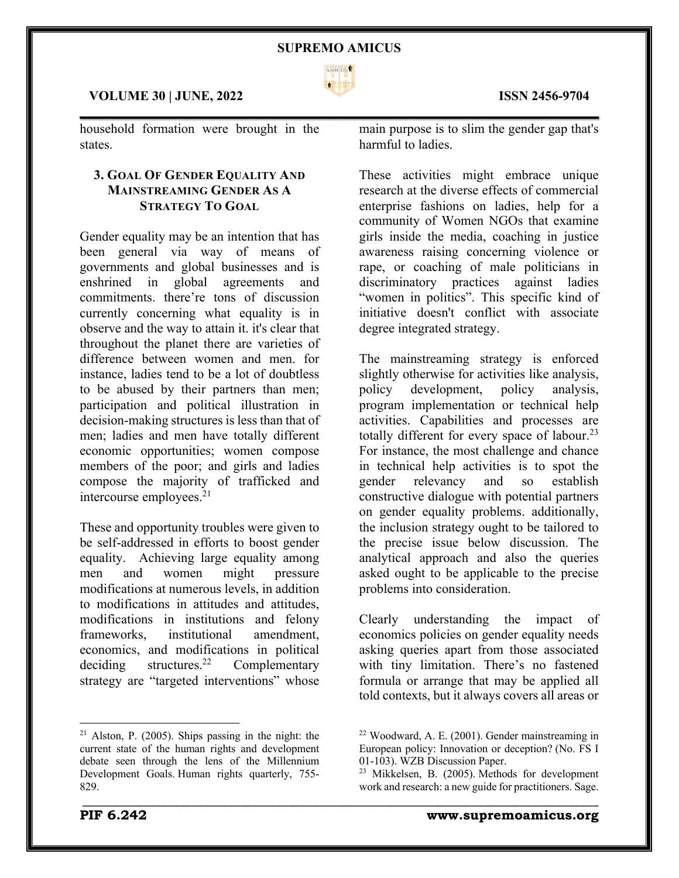household formation were brought in the states.

### 3. Goal Of Gender Equality And Mainstreaming Gender As A Strategy To Goal

Gender equality may be an intention that has been general via way of means of governments and global businesses and is enshrined in global agreements and commitments. there're tons of discussion currently concerning what equality is in observe and the way to attain it. it's clear that throughout the planet there are varieties of difference between women and men. for instance, ladies tend to be a lot of doubtless to be abused by their partners than men; participation and political illustration in decision-making structures is less than that of men; ladies and men have totally different economic opportunities; women compose members of the poor; and girls and ladies compose the majority of trafficked and intercourse employees.[21]

These and opportunity troubles were given to be self-addressed in efforts to boost gender equality. Achieving large equality among men and women might pressure modifications at numerous levels, in addition to modifications in attitudes and attitudes, modifications in institutions and felony frameworks, institutional amendment, economics, and modifications in political deciding structures.[22] Complementary strategy are "targeted interventions" whose main purpose is to slim the gender gap that's harmful to ladies.

These activities might embrace unique research at the diverse effects of commercial enterprise fashions on ladies, help for a community of Women NGOs that examine girls inside the media, coaching in justice awareness raising concerning violence or rape, or coaching of male politicians in discriminatory practices against ladies "women in politics". This specific kind of initiative doesn't conflict with associate degree integrated strategy.

The mainstreaming strategy is enforced slightly otherwise for activities like analysis, policy development, policy analysis, program implementation or technical help activities. Capabilities and processes are totally different for every space of labour.[23] For instance, the most challenge and chance in technical help activities is to spot the gender relevancy and so establish constructive dialogue with potential partners on gender equality problems. additionally, the inclusion strategy ought to be tailored to the precise issue below discussion. The analytical approach and also the queries asked ought to be applicable to the precise problems into consideration.

Clearly understanding the impact of economics policies on gender equality needs asking queries apart from those associated with tiny limitation. There's no fastened formula or arrange that may be applied all told contexts, but it always covers all areas or

---

[21] Alston, P. (2005). Ships passing in the night: the current state of the human rights and development debate seen through the lens of the Millennium Development Goals. Human rights quarterly, 755-829.

[22] Woodward, A. E. (2001). Gender mainstreaming in European policy: Innovation or deception? (No. FS I 01-103). WZB Discussion Paper.

[23] Mikkelsen, B. (2005). Methods for development work and research: a new guide for practitioners. Sage.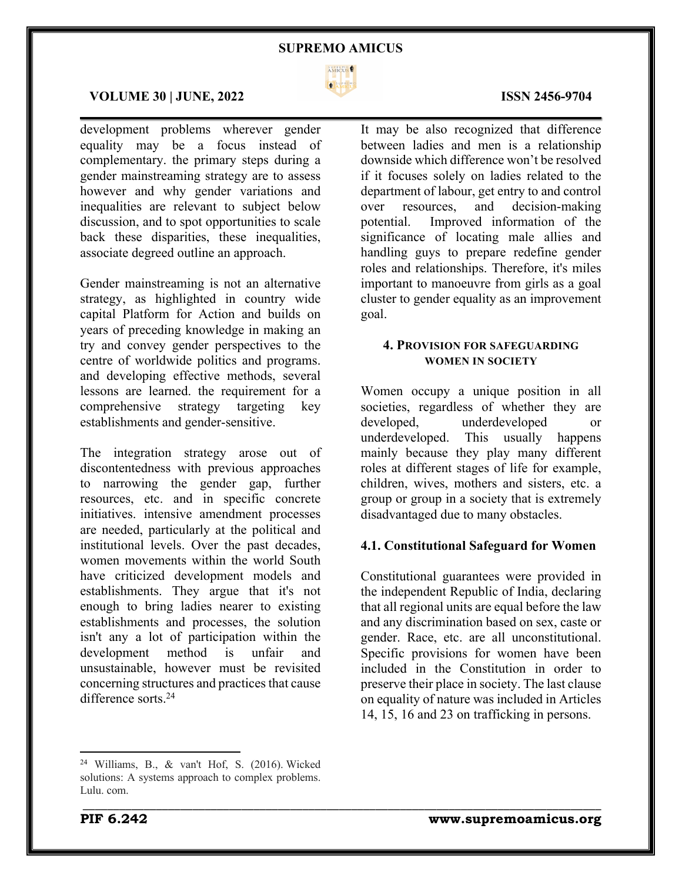development problems wherever gender equality may be a focus instead of complementary. the primary steps during a gender mainstreaming strategy are to assess however and why gender variations and inequalities are relevant to subject below discussion, and to spot opportunities to scale back these disparities, these inequalities, associate degreed outline an approach.

Gender mainstreaming is not an alternative strategy, as highlighted in country wide capital Platform for Action and builds on years of preceding knowledge in making an try and convey gender perspectives to the centre of worldwide politics and programs. and developing effective methods, several lessons are learned. the requirement for a comprehensive strategy targeting key establishments and gender-sensitive.

The integration strategy arose out of discontentedness with previous approaches to narrowing the gender gap, further resources, etc. and in specific concrete initiatives. intensive amendment processes are needed, particularly at the political and institutional levels. Over the past decades, women movements within the world South have criticized development models and establishments. They argue that it's not enough to bring ladies nearer to existing establishments and processes, the solution isn't any a lot of participation within the development method is unfair and unsustainable, however must be revisited concerning structures and practices that cause difference sorts.[24]

It may be also recognized that difference between ladies and men is a relationship downside which difference won't be resolved if it focuses solely on ladies related to the department of labour, get entry to and control over resources, and decision-making potential. Improved information of the significance of locating male allies and handling guys to prepare redefine gender roles and relationships. Therefore, it's miles important to manoeuvre from girls as a goal cluster to gender equality as an improvement goal.

## 4. Provision for Safeguarding Women in Society

Women occupy a unique position in all societies, regardless of whether they are developed, underdeveloped or underdeveloped. This usually happens mainly because they play many different roles at different stages of life for example, children, wives, mothers and sisters, etc. a group or group in a society that is extremely disadvantaged due to many obstacles.

### 4.1. Constitutional Safeguard for Women

Constitutional guarantees were provided in the independent Republic of India, declaring that all regional units are equal before the law and any discrimination based on sex, caste or gender. Race, etc. are all unconstitutional. Specific provisions for women have been included in the Constitution in order to preserve their place in society. The last clause on equality of nature was included in Articles 14, 15, 16 and 23 on trafficking in persons.

---

[24] Williams, B., & van't Hof, S. (2016). Wicked solutions: A systems approach to complex problems. Lulu. com.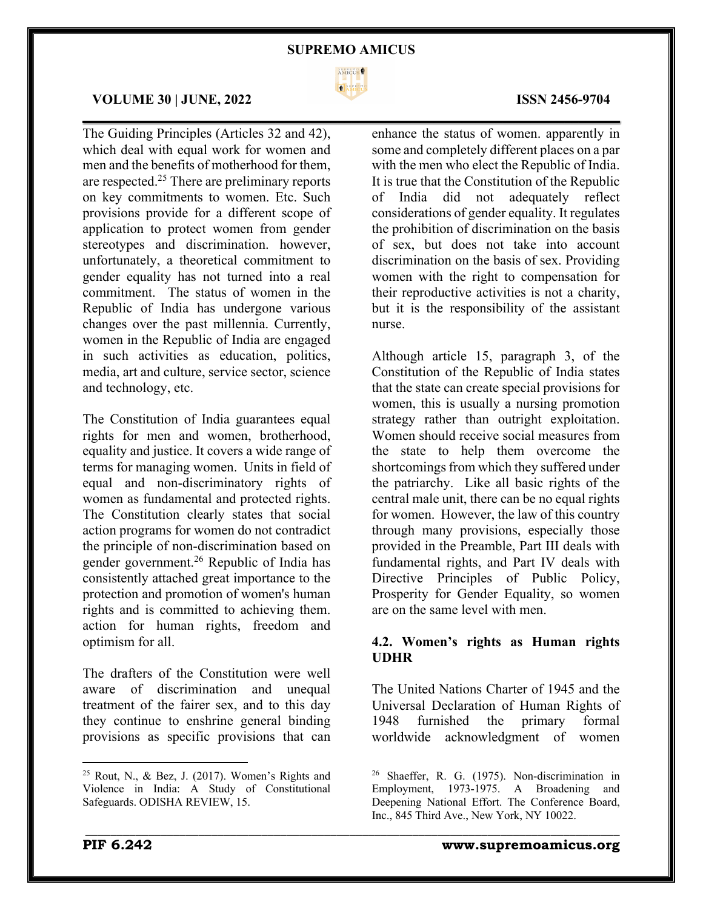The Guiding Principles (Articles 32 and 42), which deal with equal work for women and men and the benefits of motherhood for them, are respected.[25] There are preliminary reports on key commitments to women. Etc. Such provisions provide for a different scope of application to protect women from gender stereotypes and discrimination. however, unfortunately, a theoretical commitment to gender equality has not turned into a real commitment. The status of women in the Republic of India has undergone various changes over the past millennia. Currently, women in the Republic of India are engaged in such activities as education, politics, media, art and culture, service sector, science and technology, etc.

The Constitution of India guarantees equal rights for men and women, brotherhood, equality and justice. It covers a wide range of terms for managing women. Units in field of equal and non-discriminatory rights of women as fundamental and protected rights. The Constitution clearly states that social action programs for women do not contradict the principle of non-discrimination based on gender government.[26] Republic of India has consistently attached great importance to the protection and promotion of women's human rights and is committed to achieving them. action for human rights, freedom and optimism for all.

The drafters of the Constitution were well aware of discrimination and unequal treatment of the fairer sex, and to this day they continue to enshrine general binding provisions as specific provisions that can enhance the status of women. apparently in some and completely different places on a par with the men who elect the Republic of India. It is true that the Constitution of the Republic of India did not adequately reflect considerations of gender equality. It regulates the prohibition of discrimination on the basis of sex, but does not take into account discrimination on the basis of sex. Providing women with the right to compensation for their reproductive activities is not a charity, but it is the responsibility of the assistant nurse.

Although article 15, paragraph 3, of the Constitution of the Republic of India states that the state can create special provisions for women, this is usually a nursing promotion strategy rather than outright exploitation. Women should receive social measures from the state to help them overcome the shortcomings from which they suffered under the patriarchy. Like all basic rights of the central male unit, there can be no equal rights for women. However, the law of this country through many provisions, especially those provided in the Preamble, Part III deals with fundamental rights, and Part IV deals with Directive Principles of Public Policy, Prosperity for Gender Equality, so women are on the same level with men.

### 4.2. Women's rights as Human rights UDHR

The United Nations Charter of 1945 and the Universal Declaration of Human Rights of 1948 furnished the primary formal worldwide acknowledgment of women

---

[25] Rout, N., & Bez, J. (2017). Women's Rights and Violence in India: A Study of Constitutional Safeguards. ODISHA REVIEW, 15.

[26] Shaeffer, R. G. (1975). Non-discrimination in Employment, 1973-1975. A Broadening and Deepening National Effort. The Conference Board, Inc., 845 Third Ave., New York, NY 10022.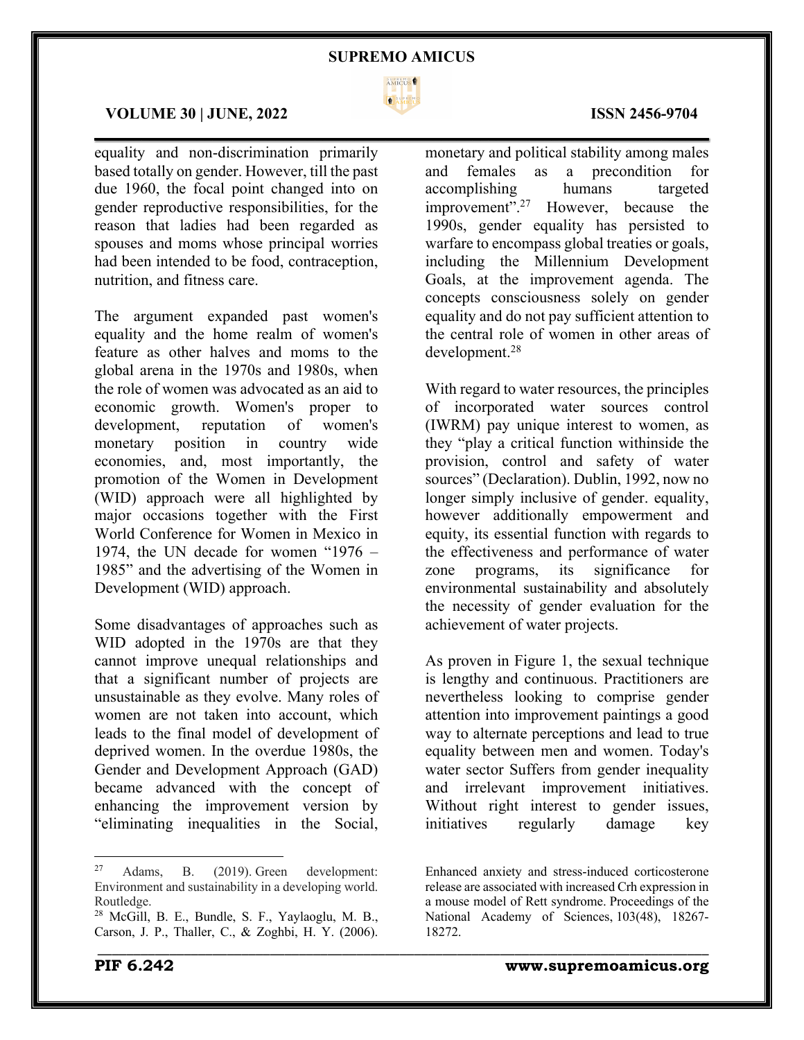equality and non-discrimination primarily based totally on gender. However, till the past due 1960, the focal point changed into on gender reproductive responsibilities, for the reason that ladies had been regarded as spouses and moms whose principal worries had been intended to be food, contraception, nutrition, and fitness care.

The argument expanded past women's equality and the home realm of women's feature as other halves and moms to the global arena in the 1970s and 1980s, when the role of women was advocated as an aid to economic growth. Women's proper to development, reputation of women's monetary position in country wide economies, and, most importantly, the promotion of the Women in Development (WID) approach were all highlighted by major occasions together with the First World Conference for Women in Mexico in 1974, the UN decade for women "1976 – 1985" and the advertising of the Women in Development (WID) approach.

Some disadvantages of approaches such as WID adopted in the 1970s are that they cannot improve unequal relationships and that a significant number of projects are unsustainable as they evolve. Many roles of women are not taken into account, which leads to the final model of development of deprived women. In the overdue 1980s, the Gender and Development Approach (GAD) became advanced with the concept of enhancing the improvement version by "eliminating inequalities in the Social, monetary and political stability among males and females as a precondition for accomplishing humans targeted improvement".[27] However, because the 1990s, gender equality has persisted to warfare to encompass global treaties or goals, including the Millennium Development Goals, at the improvement agenda. The concepts consciousness solely on gender equality and do not pay sufficient attention to the central role of women in other areas of development.[28]

With regard to water resources, the principles of incorporated water sources control (IWRM) pay unique interest to women, as they "play a critical function withinside the provision, control and safety of water sources" (Declaration). Dublin, 1992, now no longer simply inclusive of gender. equality, however additionally empowerment and equity, its essential function with regards to the effectiveness and performance of water zone programs, its significance for environmental sustainability and absolutely the necessity of gender evaluation for the achievement of water projects.

As proven in Figure 1, the sexual technique is lengthy and continuous. Practitioners are nevertheless looking to comprise gender attention into improvement paintings a good way to alternate perceptions and lead to true equality between men and women. Today's water sector Suffers from gender inequality and irrelevant improvement initiatives. Without right interest to gender issues, initiatives regularly damage key

---

[27] Adams, B. (2019). Green development: Environment and sustainability in a developing world. Routledge.

[28] McGill, B. E., Bundle, S. F., Yaylaoglu, M. B., Carson, J. P., Thaller, C., & Zoghbi, H. Y. (2006). Enhanced anxiety and stress-induced corticosterone release are associated with increased Crh expression in a mouse model of Rett syndrome. Proceedings of the National Academy of Sciences, 103(48), 18267-18272.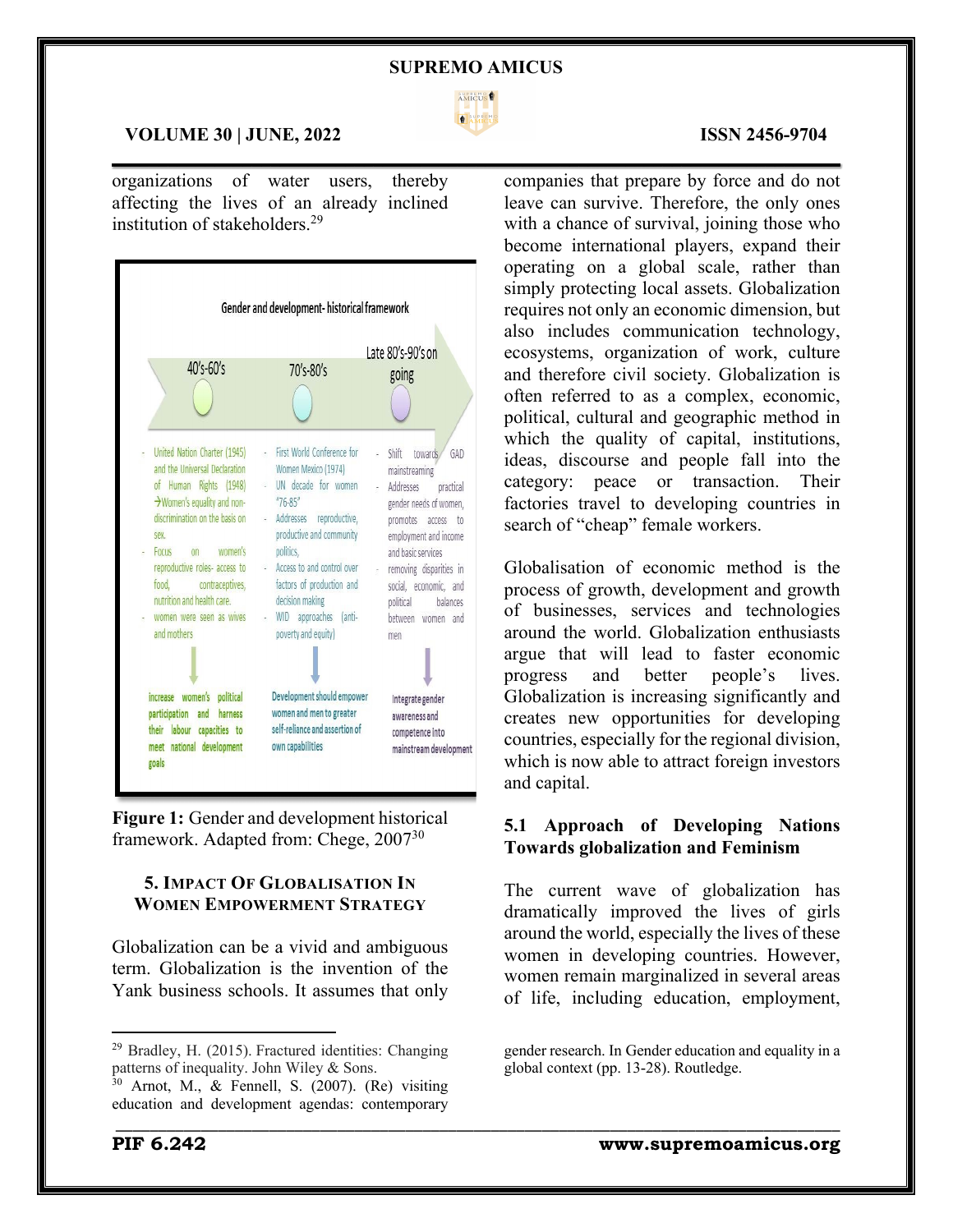organizations of water users, thereby affecting the lives of an already inclined institution of stakeholders.[29]

**Gender and development- historical framework**

| 40's-60's | 70's-80's | Late 80's-90's on going |
| --- | --- | --- |
| - United Nation Charter (1945) and the Universal Declaration of Human Rights (1948) →Women's equality and non-discrimination on the basis on sex. - Focus on women's reproductive roles- access to food, contraceptives, nutrition and health care. - women were seen as wives and mothers | - First World Conference for Women Mexico (1974) - UN decade for women '76-85' - Addresses reproductive, productive and community politics, - Access to and control over factors of production and decision making - WID approaches (anti-poverty and equity) | - Shift towards GAD mainstreaming - Addresses practical gender needs of women, promotes access to employment and income and basic services - removing disparities in social, economic, and political balances between women and men |
| increase women's political participation and harness their labour capacities to meet national development goals | Development should empower women and men to greater self-reliance and assertion of own capabilities | Integrate gender awareness and competence into mainstream development |

**Figure 1:** Gender and development historical framework. Adapted from: Chege, 2007[30]

## 5. Impact Of Globalisation In Women Empowerment Strategy

Globalization can be a vivid and ambiguous term. Globalization is the invention of the Yank business schools. It assumes that only companies that prepare by force and do not leave can survive. Therefore, the only ones with a chance of survival, joining those who become international players, expand their operating on a global scale, rather than simply protecting local assets. Globalization requires not only an economic dimension, but also includes communication technology, ecosystems, organization of work, culture and therefore civil society. Globalization is often referred to as a complex, economic, political, cultural and geographic method in which the quality of capital, institutions, ideas, discourse and people fall into the category: peace or transaction. Their factories travel to developing countries in search of "cheap" female workers.

Globalisation of economic method is the process of growth, development and growth of businesses, services and technologies around the world. Globalization enthusiasts argue that will lead to faster economic progress and better people's lives. Globalization is increasing significantly and creates new opportunities for developing countries, especially for the regional division, which is now able to attract foreign investors and capital.

### 5.1 Approach of Developing Nations Towards globalization and Feminism

The current wave of globalization has dramatically improved the lives of girls around the world, especially the lives of these women in developing countries. However, women remain marginalized in several areas of life, including education, employment,

---

[29] Bradley, H. (2015). Fractured identities: Changing patterns of inequality. John Wiley & Sons.

[30] Arnot, M., & Fennell, S. (2007). (Re) visiting education and development agendas: contemporary gender research. In Gender education and equality in a global context (pp. 13-28). Routledge.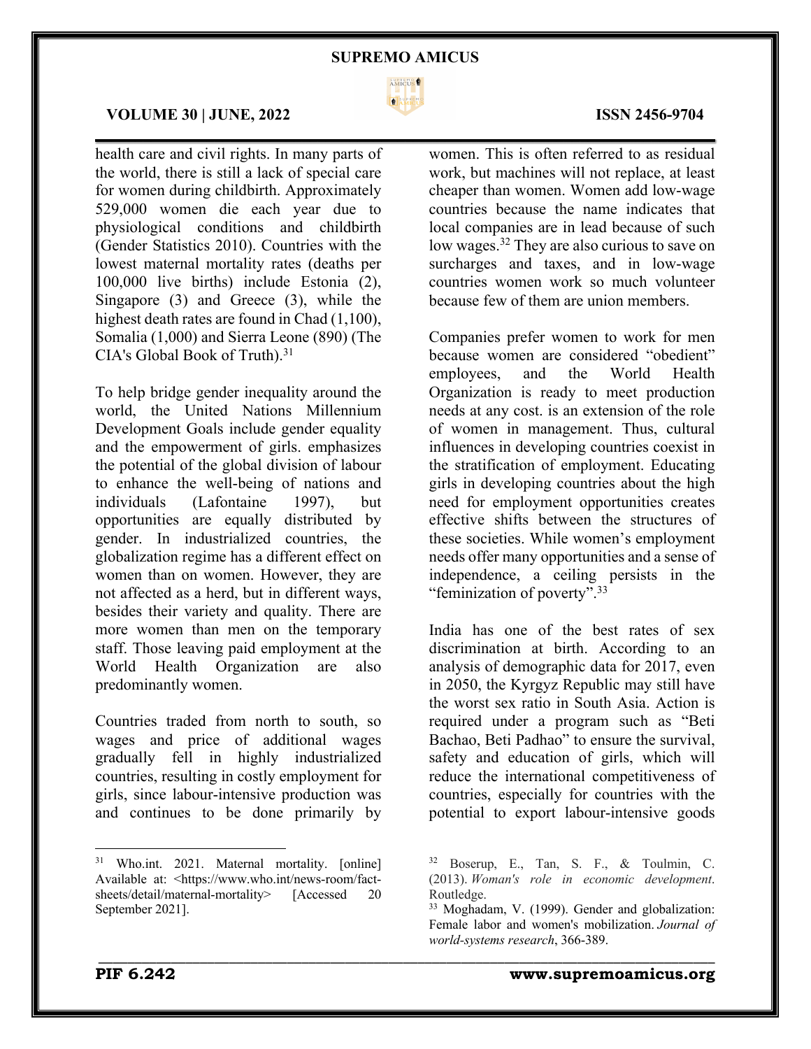health care and civil rights. In many parts of the world, there is still a lack of special care for women during childbirth. Approximately 529,000 women die each year due to physiological conditions and childbirth (Gender Statistics 2010). Countries with the lowest maternal mortality rates (deaths per 100,000 live births) include Estonia (2), Singapore (3) and Greece (3), while the highest death rates are found in Chad (1,100), Somalia (1,000) and Sierra Leone (890) (The CIA's Global Book of Truth).[31]

To help bridge gender inequality around the world, the United Nations Millennium Development Goals include gender equality and the empowerment of girls. emphasizes the potential of the global division of labour to enhance the well-being of nations and individuals (Lafontaine 1997), but opportunities are equally distributed by gender. In industrialized countries, the globalization regime has a different effect on women than on women. However, they are not affected as a herd, but in different ways, besides their variety and quality. There are more women than men on the temporary staff. Those leaving paid employment at the World Health Organization are also predominantly women.

Countries traded from north to south, so wages and price of additional wages gradually fell in highly industrialized countries, resulting in costly employment for girls, since labour-intensive production was and continues to be done primarily by women. This is often referred to as residual work, but machines will not replace, at least cheaper than women. Women add low-wage countries because the name indicates that local companies are in lead because of such low wages.[32] They are also curious to save on surcharges and taxes, and in low-wage countries women work so much volunteer because few of them are union members.

Companies prefer women to work for men because women are considered "obedient" employees, and the World Health Organization is ready to meet production needs at any cost. is an extension of the role of women in management. Thus, cultural influences in developing countries coexist in the stratification of employment. Educating girls in developing countries about the high need for employment opportunities creates effective shifts between the structures of these societies. While women's employment needs offer many opportunities and a sense of independence, a ceiling persists in the "feminization of poverty".[33]

India has one of the best rates of sex discrimination at birth. According to an analysis of demographic data for 2017, even in 2050, the Kyrgyz Republic may still have the worst sex ratio in South Asia. Action is required under a program such as "Beti Bachao, Beti Padhao" to ensure the survival, safety and education of girls, which will reduce the international competitiveness of countries, especially for countries with the potential to export labour-intensive goods

---

[31] Who.int. 2021. Maternal mortality. [online] Available at: <https://www.who.int/news-room/fact-sheets/detail/maternal-mortality> [Accessed 20 September 2021].

[32] Boserup, E., Tan, S. F., & Toulmin, C. (2013). *Woman's role in economic development*. Routledge.

[33] Moghadam, V. (1999). Gender and globalization: Female labor and women's mobilization. *Journal of world-systems research*, 366-389.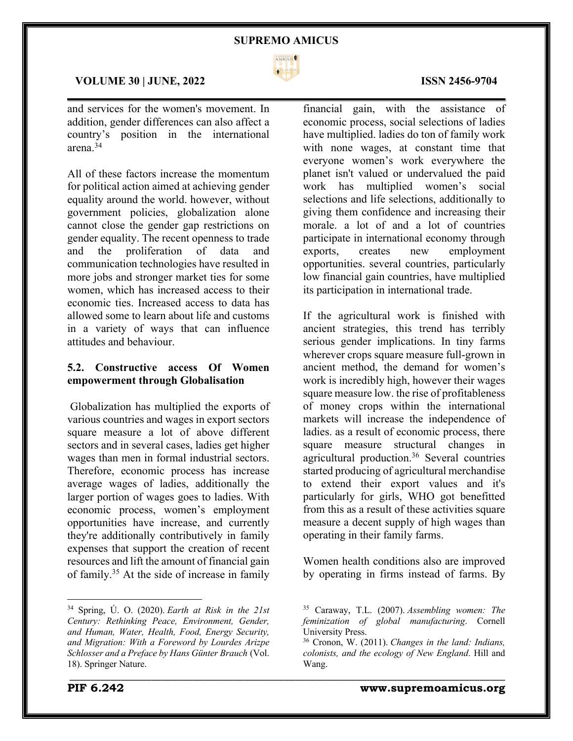and services for the women's movement. In addition, gender differences can also affect a country's position in the international arena.[34]

All of these factors increase the momentum for political action aimed at achieving gender equality around the world. however, without government policies, globalization alone cannot close the gender gap restrictions on gender equality. The recent openness to trade and the proliferation of data and communication technologies have resulted in more jobs and stronger market ties for some women, which has increased access to their economic ties. Increased access to data has allowed some to learn about life and customs in a variety of ways that can influence attitudes and behaviour.

### 5.2. Constructive access Of Women empowerment through Globalisation

Globalization has multiplied the exports of various countries and wages in export sectors square measure a lot of above different sectors and in several cases, ladies get higher wages than men in formal industrial sectors. Therefore, economic process has increase average wages of ladies, additionally the larger portion of wages goes to ladies. With economic process, women's employment opportunities have increase, and currently they're additionally contributively in family expenses that support the creation of recent resources and lift the amount of financial gain of family.[35] At the side of increase in family financial gain, with the assistance of economic process, social selections of ladies have multiplied. ladies do ton of family work with none wages, at constant time that everyone women's work everywhere the planet isn't valued or undervalued the paid work has multiplied women's social selections and life selections, additionally to giving them confidence and increasing their morale. a lot of and a lot of countries participate in international economy through exports, creates new employment opportunities. several countries, particularly low financial gain countries, have multiplied its participation in international trade.

If the agricultural work is finished with ancient strategies, this trend has terribly serious gender implications. In tiny farms wherever crops square measure full-grown in ancient method, the demand for women's work is incredibly high, however their wages square measure low. the rise of profitableness of money crops within the international markets will increase the independence of ladies. as a result of economic process, there square measure structural changes in agricultural production.[36] Several countries started producing of agricultural merchandise to extend their export values and it's particularly for girls, WHO got benefitted from this as a result of these activities square measure a decent supply of high wages than operating in their family farms.

Women health conditions also are improved by operating in firms instead of farms. By

---

[34] Spring, Ú. O. (2020). *Earth at Risk in the 21st Century: Rethinking Peace, Environment, Gender, and Human, Water, Health, Food, Energy Security, and Migration: With a Foreword by Lourdes Arizpe Schlosser and a Preface by Hans Günter Brauch* (Vol. 18). Springer Nature.

[35] Caraway, T.L. (2007). *Assembling women: The feminization of global manufacturing*. Cornell University Press.

[36] Cronon, W. (2011). *Changes in the land: Indians, colonists, and the ecology of New England*. Hill and Wang.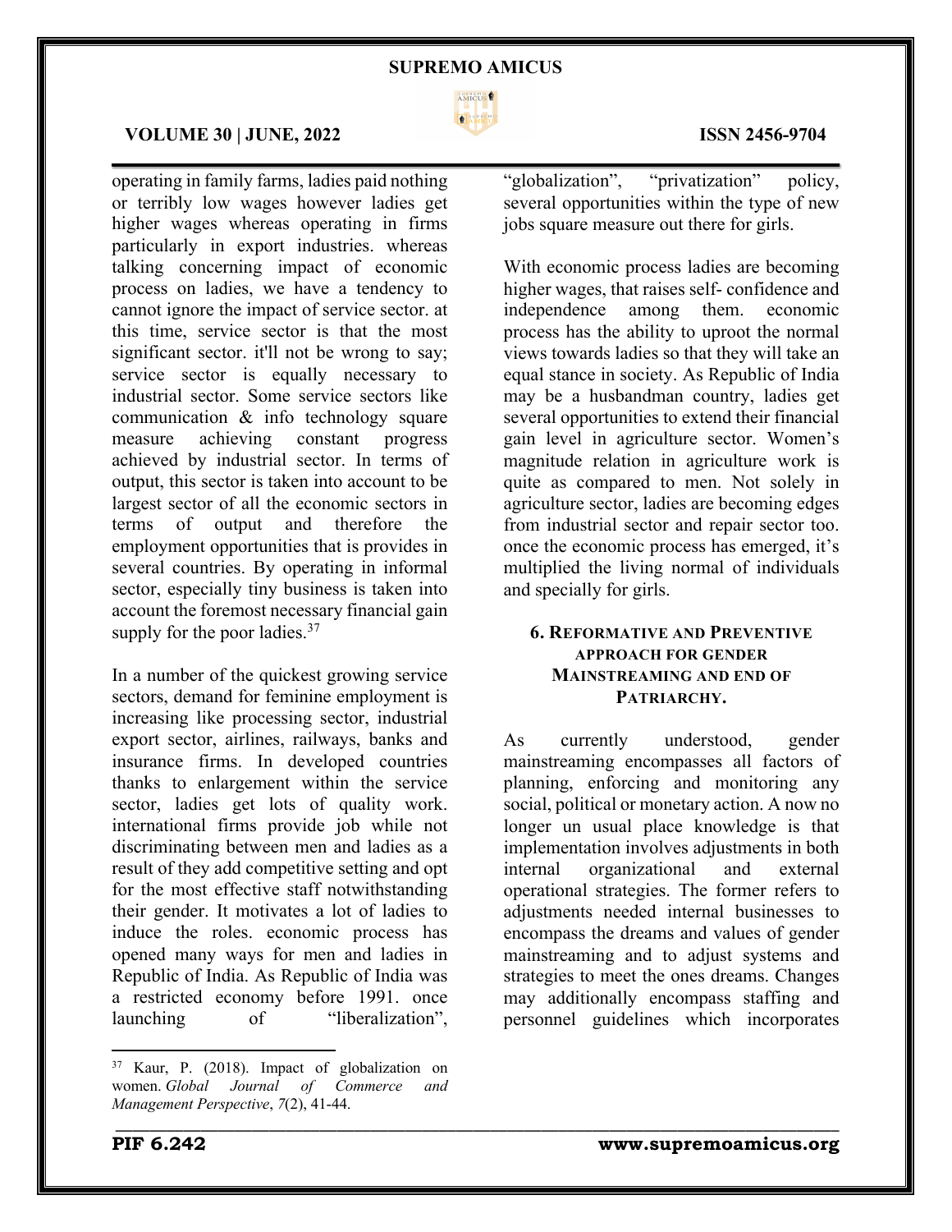operating in family farms, ladies paid nothing or terribly low wages however ladies get higher wages whereas operating in firms particularly in export industries. whereas talking concerning impact of economic process on ladies, we have a tendency to cannot ignore the impact of service sector. at this time, service sector is that the most significant sector. it'll not be wrong to say; service sector is equally necessary to industrial sector. Some service sectors like communication & info technology square measure achieving constant progress achieved by industrial sector. In terms of output, this sector is taken into account to be largest sector of all the economic sectors in terms of output and therefore the employment opportunities that is provides in several countries. By operating in informal sector, especially tiny business is taken into account the foremost necessary financial gain supply for the poor ladies.[37]

In a number of the quickest growing service sectors, demand for feminine employment is increasing like processing sector, industrial export sector, airlines, railways, banks and insurance firms. In developed countries thanks to enlargement within the service sector, ladies get lots of quality work. international firms provide job while not discriminating between men and ladies as a result of they add competitive setting and opt for the most effective staff notwithstanding their gender. It motivates a lot of ladies to induce the roles. economic process has opened many ways for men and ladies in Republic of India. As Republic of India was a restricted economy before 1991. once launching of "liberalization", "globalization", "privatization" policy, several opportunities within the type of new jobs square measure out there for girls.

With economic process ladies are becoming higher wages, that raises self- confidence and independence among them. economic process has the ability to uproot the normal views towards ladies so that they will take an equal stance in society. As Republic of India may be a husbandman country, ladies get several opportunities to extend their financial gain level in agriculture sector. Women's magnitude relation in agriculture work is quite as compared to men. Not solely in agriculture sector, ladies are becoming edges from industrial sector and repair sector too. once the economic process has emerged, it's multiplied the living normal of individuals and specially for girls.

## 6. Reformative and Preventive approach for Gender Mainstreaming and End of Patriarchy.

As currently understood, gender mainstreaming encompasses all factors of planning, enforcing and monitoring any social, political or monetary action. A now no longer un usual place knowledge is that implementation involves adjustments in both internal organizational and external operational strategies. The former refers to adjustments needed internal businesses to encompass the dreams and values of gender mainstreaming and to adjust systems and strategies to meet the ones dreams. Changes may additionally encompass staffing and personnel guidelines which incorporates

---

[37] Kaur, P. (2018). Impact of globalization on women. *Global Journal of Commerce and Management Perspective*, *7*(2), 41-44.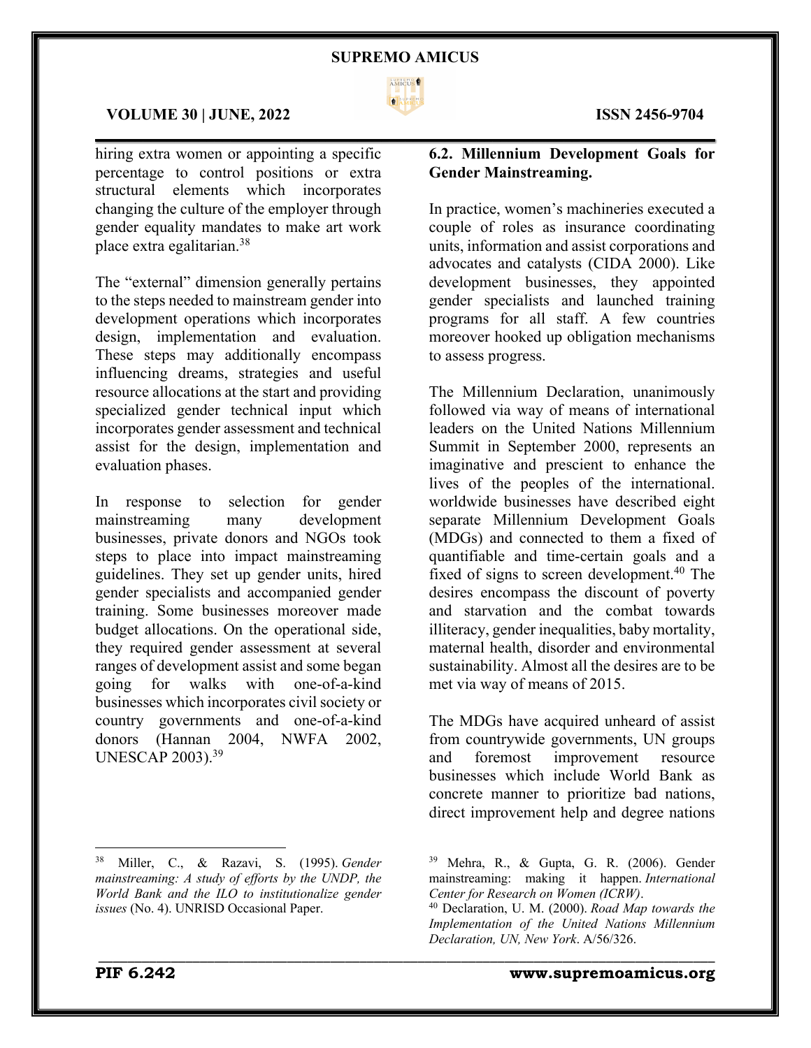hiring extra women or appointing a specific percentage to control positions or extra structural elements which incorporates changing the culture of the employer through gender equality mandates to make art work place extra egalitarian.[38]

The "external" dimension generally pertains to the steps needed to mainstream gender into development operations which incorporates design, implementation and evaluation. These steps may additionally encompass influencing dreams, strategies and useful resource allocations at the start and providing specialized gender technical input which incorporates gender assessment and technical assist for the design, implementation and evaluation phases.

In response to selection for gender mainstreaming many development businesses, private donors and NGOs took steps to place into impact mainstreaming guidelines. They set up gender units, hired gender specialists and accompanied gender training. Some businesses moreover made budget allocations. On the operational side, they required gender assessment at several ranges of development assist and some began going for walks with one-of-a-kind businesses which incorporates civil society or country governments and one-of-a-kind donors (Hannan 2004, NWFA 2002, UNESCAP 2003).[39]

**6.2. Millennium Development Goals for Gender Mainstreaming.**

In practice, women's machineries executed a couple of roles as insurance coordinating units, information and assist corporations and advocates and catalysts (CIDA 2000). Like development businesses, they appointed gender specialists and launched training programs for all staff. A few countries moreover hooked up obligation mechanisms to assess progress.

The Millennium Declaration, unanimously followed via way of means of international leaders on the United Nations Millennium Summit in September 2000, represents an imaginative and prescient to enhance the lives of the peoples of the international. worldwide businesses have described eight separate Millennium Development Goals (MDGs) and connected to them a fixed of quantifiable and time-certain goals and a fixed of signs to screen development.[40] The desires encompass the discount of poverty and starvation and the combat towards illiteracy, gender inequalities, baby mortality, maternal health, disorder and environmental sustainability. Almost all the desires are to be met via way of means of 2015.

The MDGs have acquired unheard of assist from countrywide governments, UN groups and foremost improvement resource businesses which include World Bank as concrete manner to prioritize bad nations, direct improvement help and degree nations

---

[38] Miller, C., & Razavi, S. (1995). *Gender mainstreaming: A study of efforts by the UNDP, the World Bank and the ILO to institutionalize gender issues* (No. 4). UNRISD Occasional Paper.

[39] Mehra, R., & Gupta, G. R. (2006). Gender mainstreaming: making it happen. *International Center for Research on Women (ICRW)*.

[40] Declaration, U. M. (2000). *Road Map towards the Implementation of the United Nations Millennium Declaration, UN, New York*. A/56/326.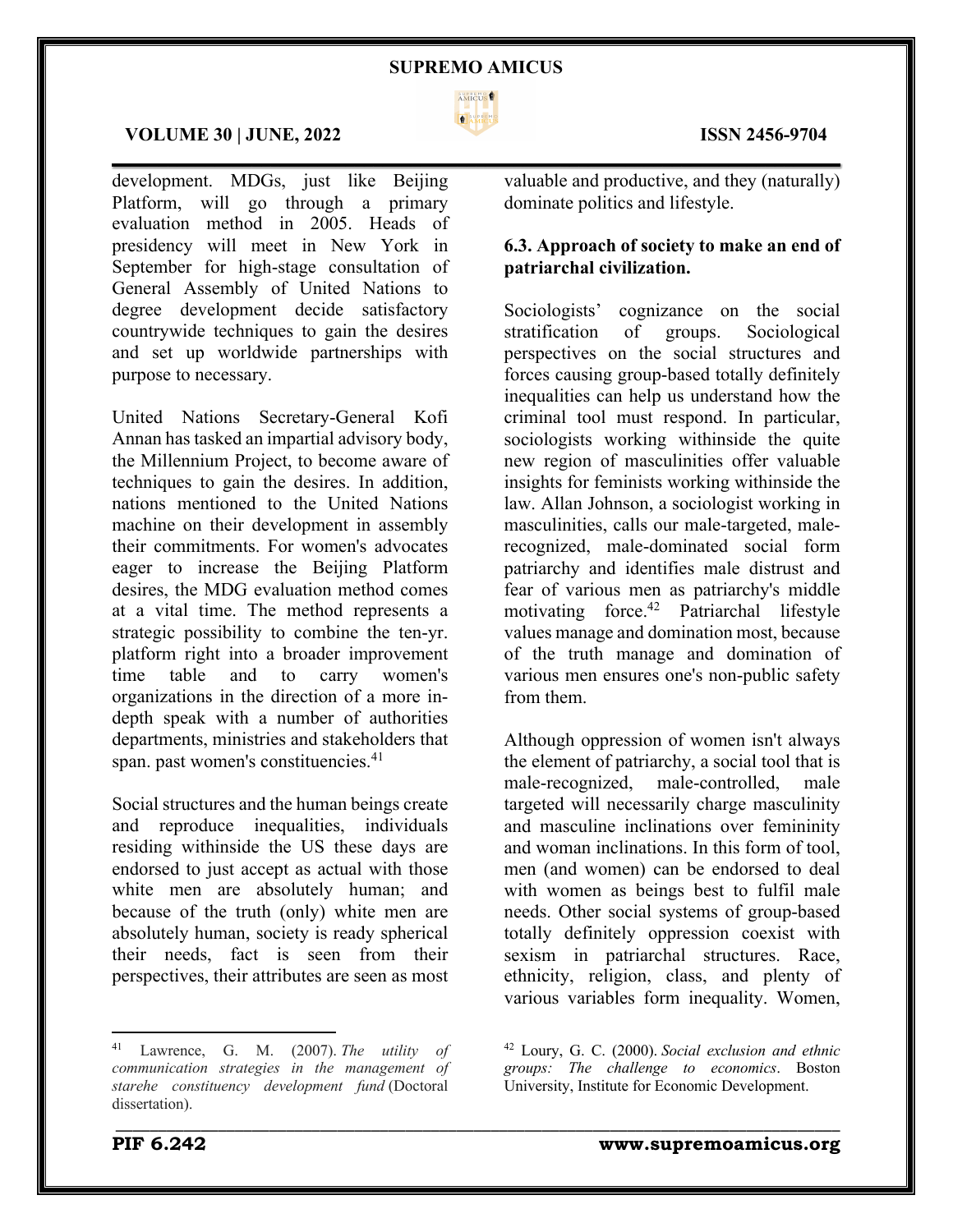development. MDGs, just like Beijing Platform, will go through a primary evaluation method in 2005. Heads of presidency will meet in New York in September for high-stage consultation of General Assembly of United Nations to degree development decide satisfactory countrywide techniques to gain the desires and set up worldwide partnerships with purpose to necessary.

United Nations Secretary-General Kofi Annan has tasked an impartial advisory body, the Millennium Project, to become aware of techniques to gain the desires. In addition, nations mentioned to the United Nations machine on their development in assembly their commitments. For women's advocates eager to increase the Beijing Platform desires, the MDG evaluation method comes at a vital time. The method represents a strategic possibility to combine the ten-yr. platform right into a broader improvement time table and to carry women's organizations in the direction of a more in-depth speak with a number of authorities departments, ministries and stakeholders that span. past women's constituencies.[41]

Social structures and the human beings create and reproduce inequalities, individuals residing withinside the US these days are endorsed to just accept as actual with those white men are absolutely human; and because of the truth (only) white men are absolutely human, society is ready spherical their needs, fact is seen from their perspectives, their attributes are seen as most valuable and productive, and they (naturally) dominate politics and lifestyle.

### 6.3. Approach of society to make an end of patriarchal civilization.

Sociologists' cognizance on the social stratification of groups. Sociological perspectives on the social structures and forces causing group-based totally definitely inequalities can help us understand how the criminal tool must respond. In particular, sociologists working withinside the quite new region of masculinities offer valuable insights for feminists working withinside the law. Allan Johnson, a sociologist working in masculinities, calls our male-targeted, male-recognized, male-dominated social form patriarchy and identifies male distrust and fear of various men as patriarchy's middle motivating force.[42] Patriarchal lifestyle values manage and domination most, because of the truth manage and domination of various men ensures one's non-public safety from them.

Although oppression of women isn't always the element of patriarchy, a social tool that is male-recognized, male-controlled, male targeted will necessarily charge masculinity and masculine inclinations over femininity and woman inclinations. In this form of tool, men (and women) can be endorsed to deal with women as beings best to fulfil male needs. Other social systems of group-based totally definitely oppression coexist with sexism in patriarchal structures. Race, ethnicity, religion, class, and plenty of various variables form inequality. Women,

---

[41] Lawrence, G. M. (2007). *The utility of communication strategies in the management of starehe constituency development fund* (Doctoral dissertation).

[42] Loury, G. C. (2000). *Social exclusion and ethnic groups: The challenge to economics*. Boston University, Institute for Economic Development.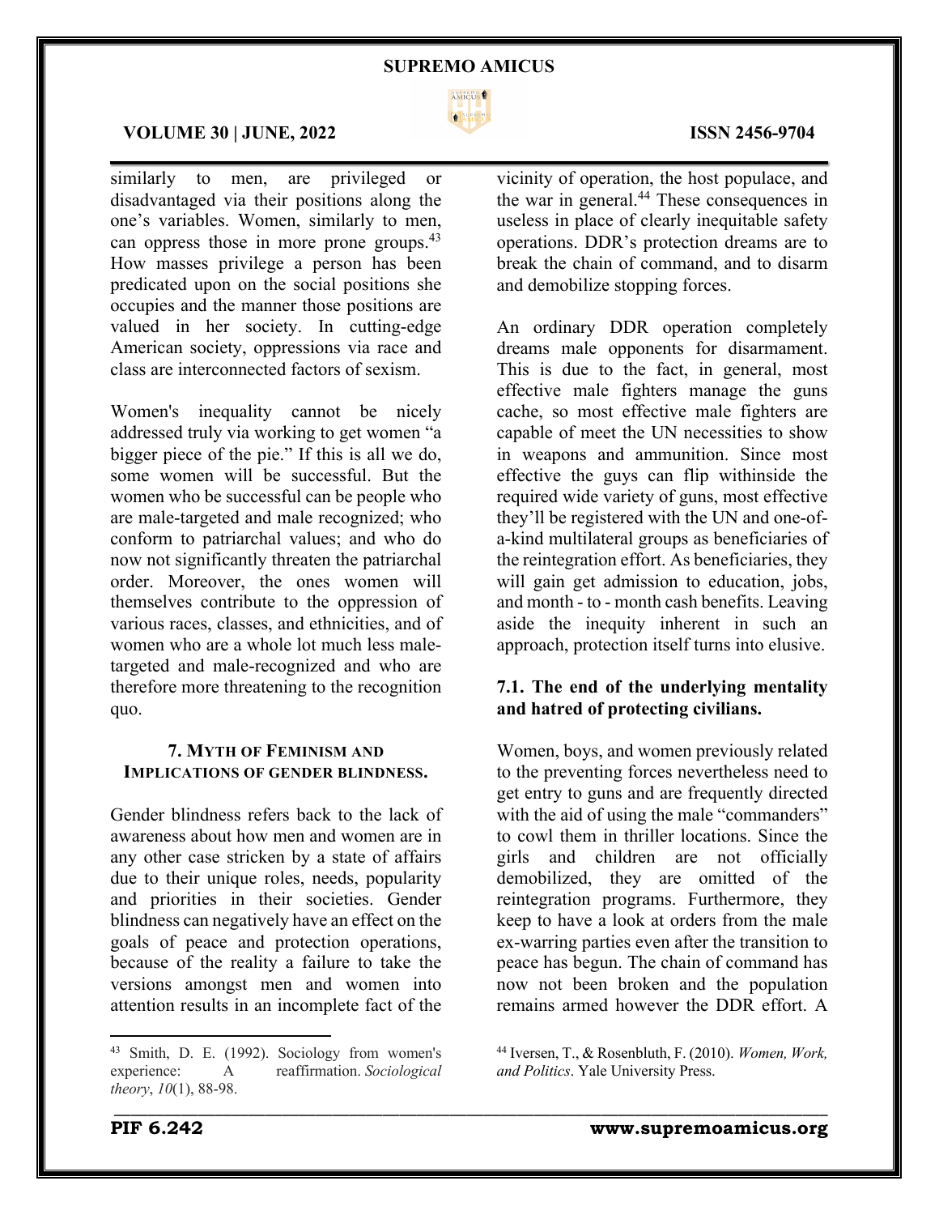similarly to men, are privileged or disadvantaged via their positions along the one's variables. Women, similarly to men, can oppress those in more prone groups.[43] How masses privilege a person has been predicated upon on the social positions she occupies and the manner those positions are valued in her society. In cutting-edge American society, oppressions via race and class are interconnected factors of sexism.

Women's inequality cannot be nicely addressed truly via working to get women "a bigger piece of the pie." If this is all we do, some women will be successful. But the women who be successful can be people who are male-targeted and male recognized; who conform to patriarchal values; and who do now not significantly threaten the patriarchal order. Moreover, the ones women will themselves contribute to the oppression of various races, classes, and ethnicities, and of women who are a whole lot much less male-targeted and male-recognized and who are therefore more threatening to the recognition quo.

## 7. MYTH OF FEMINISM AND IMPLICATIONS OF GENDER BLINDNESS.

Gender blindness refers back to the lack of awareness about how men and women are in any other case stricken by a state of affairs due to their unique roles, needs, popularity and priorities in their societies. Gender blindness can negatively have an effect on the goals of peace and protection operations, because of the reality a failure to take the versions amongst men and women into attention results in an incomplete fact of the vicinity of operation, the host populace, and the war in general.[44] These consequences in useless in place of clearly inequitable safety operations. DDR's protection dreams are to break the chain of command, and to disarm and demobilize stopping forces.

An ordinary DDR operation completely dreams male opponents for disarmament. This is due to the fact, in general, most effective male fighters manage the guns cache, so most effective male fighters are capable of meet the UN necessities to show in weapons and ammunition. Since most effective the guys can flip withinside the required wide variety of guns, most effective they'll be registered with the UN and one-of-a-kind multilateral groups as beneficiaries of the reintegration effort. As beneficiaries, they will gain get admission to education, jobs, and month - to - month cash benefits. Leaving aside the inequity inherent in such an approach, protection itself turns into elusive.

### 7.1. The end of the underlying mentality and hatred of protecting civilians.

Women, boys, and women previously related to the preventing forces nevertheless need to get entry to guns and are frequently directed with the aid of using the male "commanders" to cowl them in thriller locations. Since the girls and children are not officially demobilized, they are omitted of the reintegration programs. Furthermore, they keep to have a look at orders from the male ex-warring parties even after the transition to peace has begun. The chain of command has now not been broken and the population remains armed however the DDR effort. A

---

[43] Smith, D. E. (1992). Sociology from women's experience: A reaffirmation. *Sociological theory*, *10*(1), 88-98.

[44] Iversen, T., & Rosenbluth, F. (2010). *Women, Work, and Politics*. Yale University Press.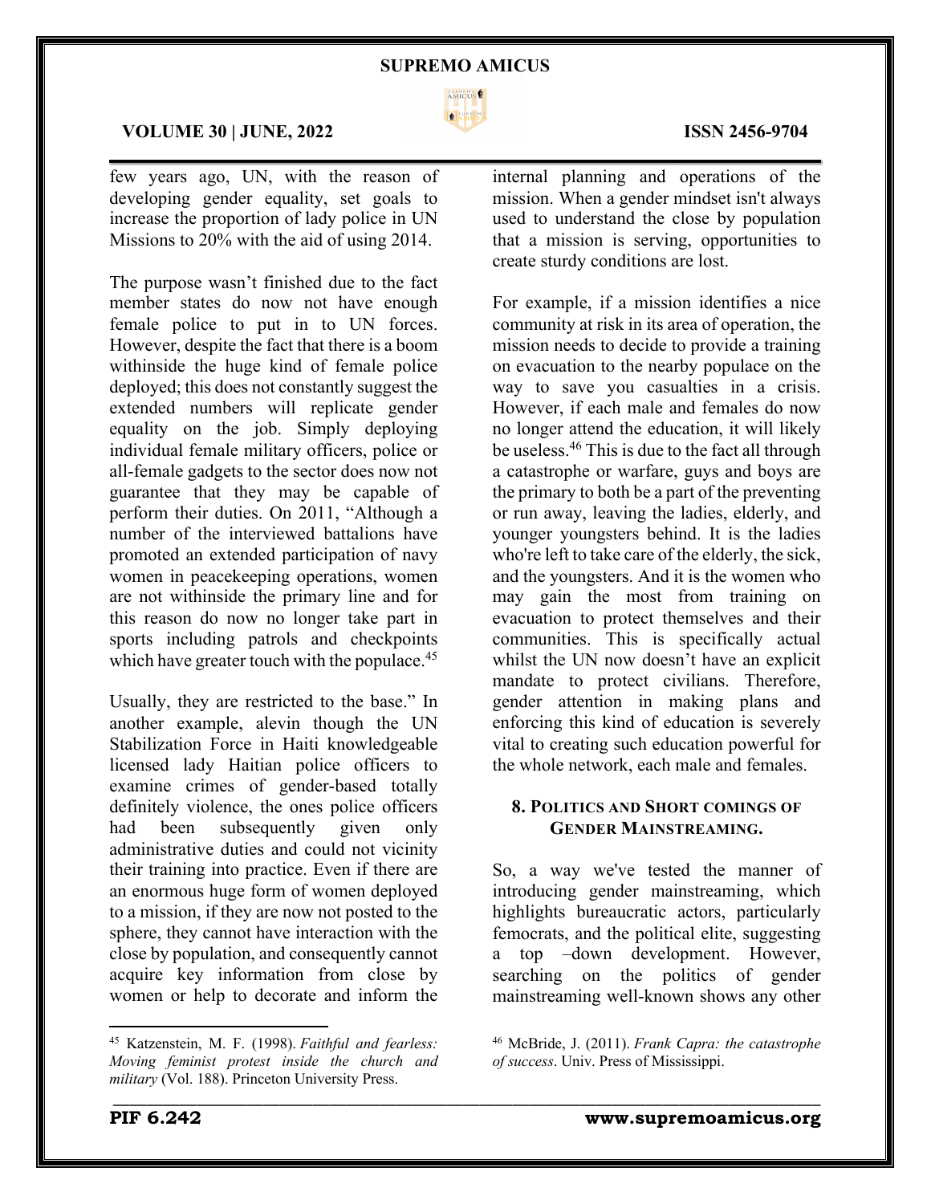few years ago, UN, with the reason of developing gender equality, set goals to increase the proportion of lady police in UN Missions to 20% with the aid of using 2014.

The purpose wasn't finished due to the fact member states do now not have enough female police to put in to UN forces. However, despite the fact that there is a boom withinside the huge kind of female police deployed; this does not constantly suggest the extended numbers will replicate gender equality on the job. Simply deploying individual female military officers, police or all-female gadgets to the sector does now not guarantee that they may be capable of perform their duties. On 2011, "Although a number of the interviewed battalions have promoted an extended participation of navy women in peacekeeping operations, women are not withinside the primary line and for this reason do now no longer take part in sports including patrols and checkpoints which have greater touch with the populace.[45]

Usually, they are restricted to the base." In another example, alevin though the UN Stabilization Force in Haiti knowledgeable licensed lady Haitian police officers to examine crimes of gender-based totally definitely violence, the ones police officers had been subsequently given only administrative duties and could not vicinity their training into practice. Even if there are an enormous huge form of women deployed to a mission, if they are now not posted to the sphere, they cannot have interaction with the close by population, and consequently cannot acquire key information from close by women or help to decorate and inform the internal planning and operations of the mission. When a gender mindset isn't always used to understand the close by population that a mission is serving, opportunities to create sturdy conditions are lost.

For example, if a mission identifies a nice community at risk in its area of operation, the mission needs to decide to provide a training on evacuation to the nearby populace on the way to save you casualties in a crisis. However, if each male and females do now no longer attend the education, it will likely be useless.[46] This is due to the fact all through a catastrophe or warfare, guys and boys are the primary to both be a part of the preventing or run away, leaving the ladies, elderly, and younger youngsters behind. It is the ladies who're left to take care of the elderly, the sick, and the youngsters. And it is the women who may gain the most from training on evacuation to protect themselves and their communities. This is specifically actual whilst the UN now doesn't have an explicit mandate to protect civilians. Therefore, gender attention in making plans and enforcing this kind of education is severely vital to creating such education powerful for the whole network, each male and females.

## 8. Politics and Short comings of Gender Mainstreaming.

So, a way we've tested the manner of introducing gender mainstreaming, which highlights bureaucratic actors, particularly femocrats, and the political elite, suggesting a top –down development. However, searching on the politics of gender mainstreaming well-known shows any other

---

[45] Katzenstein, M. F. (1998). *Faithful and fearless: Moving feminist protest inside the church and military* (Vol. 188). Princeton University Press.

[46] McBride, J. (2011). *Frank Capra: the catastrophe of success*. Univ. Press of Mississippi.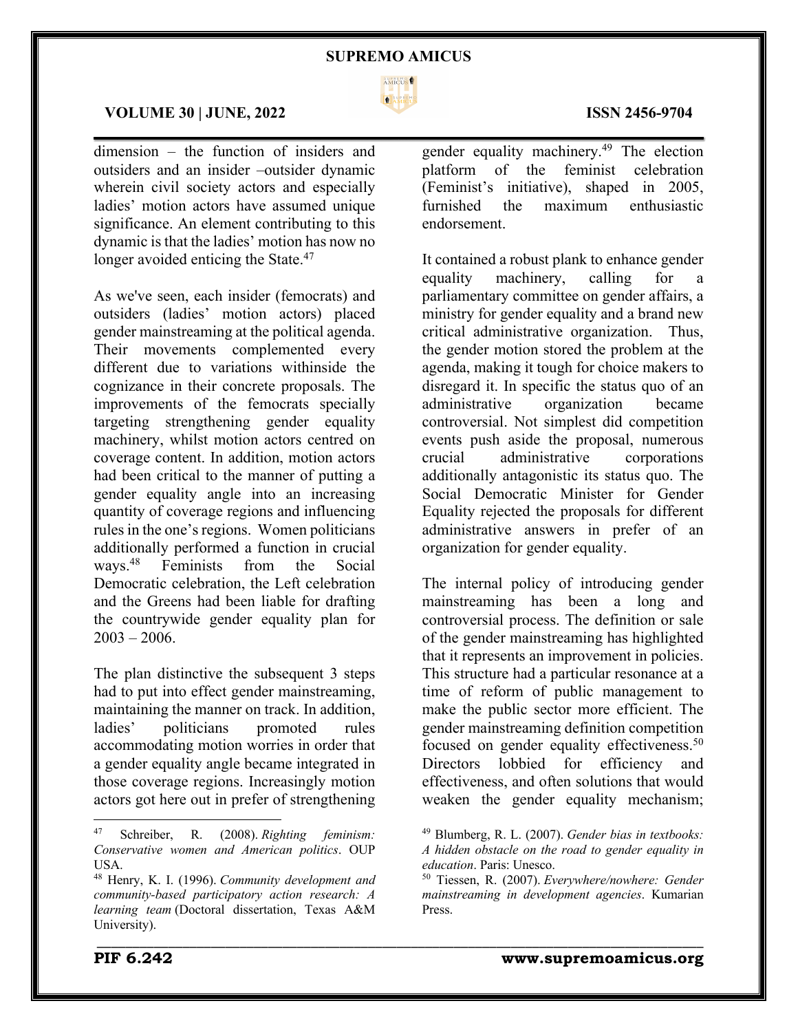dimension – the function of insiders and outsiders and an insider –outsider dynamic wherein civil society actors and especially ladies' motion actors have assumed unique significance. An element contributing to this dynamic is that the ladies' motion has now no longer avoided enticing the State.[47]

As we've seen, each insider (femocrats) and outsiders (ladies' motion actors) placed gender mainstreaming at the political agenda. Their movements complemented every different due to variations withinside the cognizance in their concrete proposals. The improvements of the femocrats specially targeting strengthening gender equality machinery, whilst motion actors centred on coverage content. In addition, motion actors had been critical to the manner of putting a gender equality angle into an increasing quantity of coverage regions and influencing rules in the one's regions. Women politicians additionally performed a function in crucial ways.[48] Feminists from the Social Democratic celebration, the Left celebration and the Greens had been liable for drafting the countrywide gender equality plan for 2003 – 2006.

The plan distinctive the subsequent 3 steps had to put into effect gender mainstreaming, maintaining the manner on track. In addition, ladies' politicians promoted rules accommodating motion worries in order that a gender equality angle became integrated in those coverage regions. Increasingly motion actors got here out in prefer of strengthening gender equality machinery.[49] The election platform of the feminist celebration (Feminist's initiative), shaped in 2005, furnished the maximum enthusiastic endorsement.

It contained a robust plank to enhance gender equality machinery, calling for a parliamentary committee on gender affairs, a ministry for gender equality and a brand new critical administrative organization. Thus, the gender motion stored the problem at the agenda, making it tough for choice makers to disregard it. In specific the status quo of an administrative organization became controversial. Not simplest did competition events push aside the proposal, numerous crucial administrative corporations additionally antagonistic its status quo. The Social Democratic Minister for Gender Equality rejected the proposals for different administrative answers in prefer of an organization for gender equality.

The internal policy of introducing gender mainstreaming has been a long and controversial process. The definition or sale of the gender mainstreaming has highlighted that it represents an improvement in policies. This structure had a particular resonance at a time of reform of public management to make the public sector more efficient. The gender mainstreaming definition competition focused on gender equality effectiveness.[50] Directors lobbied for efficiency and effectiveness, and often solutions that would weaken the gender equality mechanism;

---

[47] Schreiber, R. (2008). *Righting feminism: Conservative women and American politics*. OUP USA.

[48] Henry, K. I. (1996). *Community development and community-based participatory action research: A learning team* (Doctoral dissertation, Texas A&M University).

[49] Blumberg, R. L. (2007). *Gender bias in textbooks: A hidden obstacle on the road to gender equality in education*. Paris: Unesco.

[50] Tiessen, R. (2007). *Everywhere/nowhere: Gender mainstreaming in development agencies*. Kumarian Press.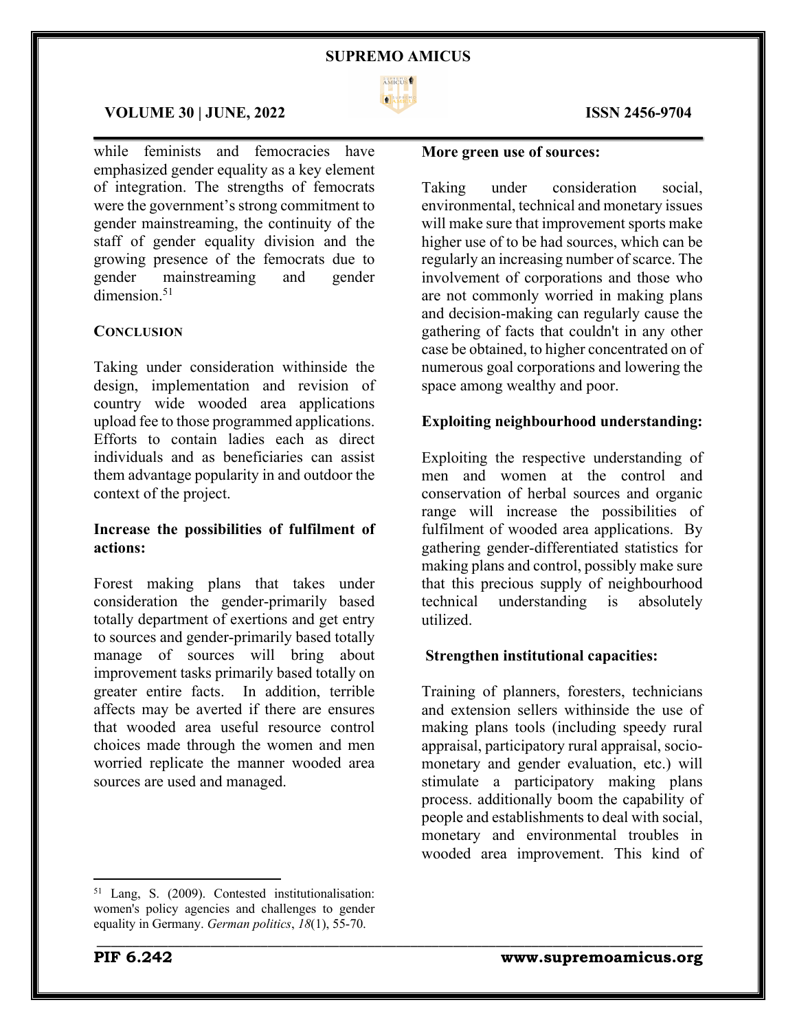while feminists and femocracies have emphasized gender equality as a key element of integration. The strengths of femocrats were the government's strong commitment to gender mainstreaming, the continuity of the staff of gender equality division and the growing presence of the femocrats due to gender mainstreaming and gender dimension.[51]

## CONCLUSION

Taking under consideration withinside the design, implementation and revision of country wide wooded area applications upload fee to those programmed applications. Efforts to contain ladies each as direct individuals and as beneficiaries can assist them advantage popularity in and outdoor the context of the project.

### Increase the possibilities of fulfilment of actions:

Forest making plans that takes under consideration the gender-primarily based totally department of exertions and get entry to sources and gender-primarily based totally manage of sources will bring about improvement tasks primarily based totally on greater entire facts. In addition, terrible affects may be averted if there are ensures that wooded area useful resource control choices made through the women and men worried replicate the manner wooded area sources are used and managed.

### More green use of sources:

Taking under consideration social, environmental, technical and monetary issues will make sure that improvement sports make higher use of to be had sources, which can be regularly an increasing number of scarce. The involvement of corporations and those who are not commonly worried in making plans and decision-making can regularly cause the gathering of facts that couldn't in any other case be obtained, to higher concentrated on of numerous goal corporations and lowering the space among wealthy and poor.

### Exploiting neighbourhood understanding:

Exploiting the respective understanding of men and women at the control and conservation of herbal sources and organic range will increase the possibilities of fulfilment of wooded area applications. By gathering gender-differentiated statistics for making plans and control, possibly make sure that this precious supply of neighbourhood technical understanding is absolutely utilized.

### Strengthen institutional capacities:

Training of planners, foresters, technicians and extension sellers withinside the use of making plans tools (including speedy rural appraisal, participatory rural appraisal, socio-monetary and gender evaluation, etc.) will stimulate a participatory making plans process. additionally boom the capability of people and establishments to deal with social, monetary and environmental troubles in wooded area improvement. This kind of

---

[51] Lang, S. (2009). Contested institutionalisation: women's policy agencies and challenges to gender equality in Germany. *German politics*, *18*(1), 55-70.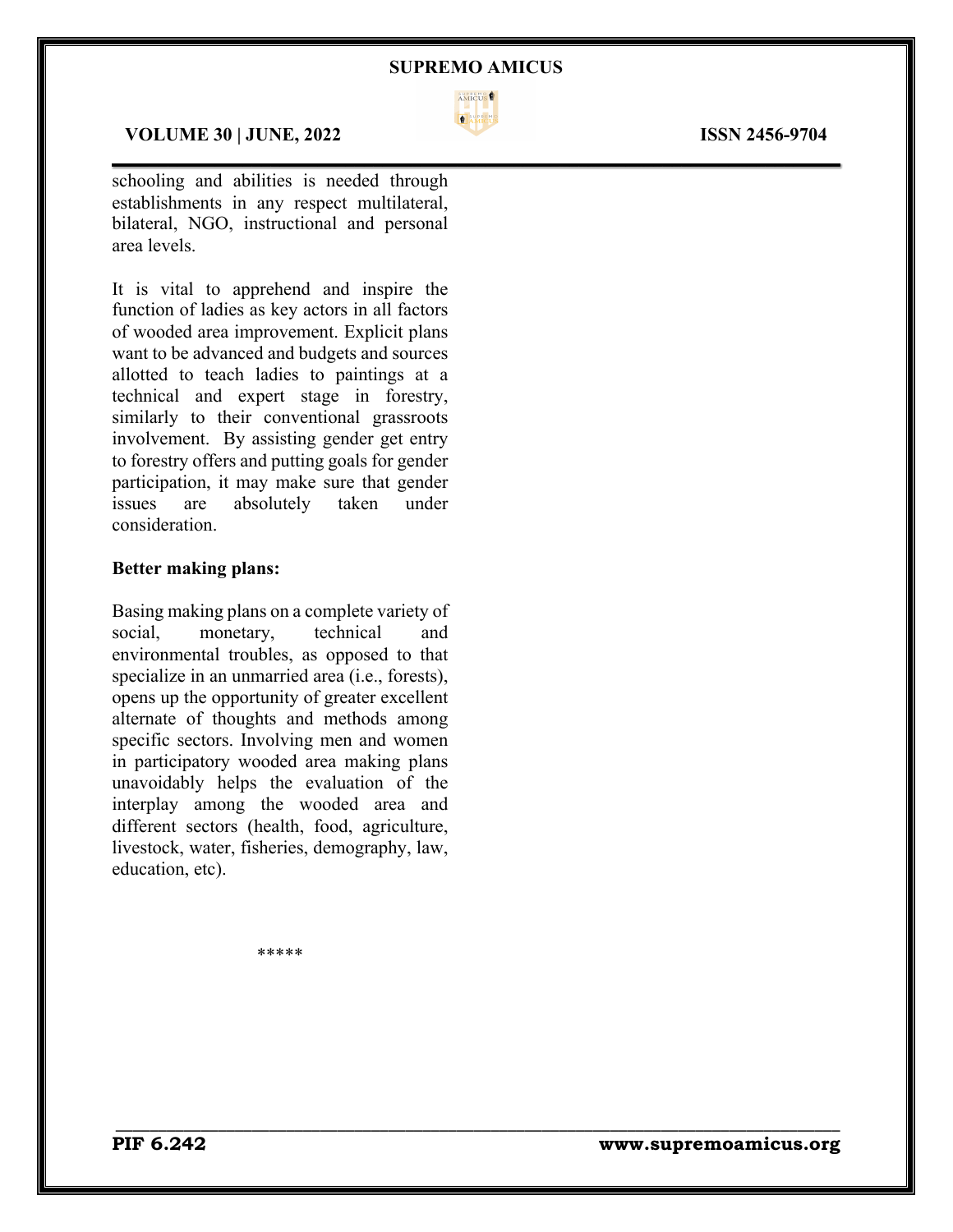schooling and abilities is needed through establishments in any respect multilateral, bilateral, NGO, instructional and personal area levels.

It is vital to apprehend and inspire the function of ladies as key actors in all factors of wooded area improvement. Explicit plans want to be advanced and budgets and sources allotted to teach ladies to paintings at a technical and expert stage in forestry, similarly to their conventional grassroots involvement. By assisting gender get entry to forestry offers and putting goals for gender participation, it may make sure that gender issues are absolutely taken under consideration.

**Better making plans:**

Basing making plans on a complete variety of social, monetary, technical and environmental troubles, as opposed to that specialize in an unmarried area (i.e., forests), opens up the opportunity of greater excellent alternate of thoughts and methods among specific sectors. Involving men and women in participatory wooded area making plans unavoidably helps the evaluation of the interplay among the wooded area and different sectors (health, food, agriculture, livestock, water, fisheries, demography, law, education, etc).

*****